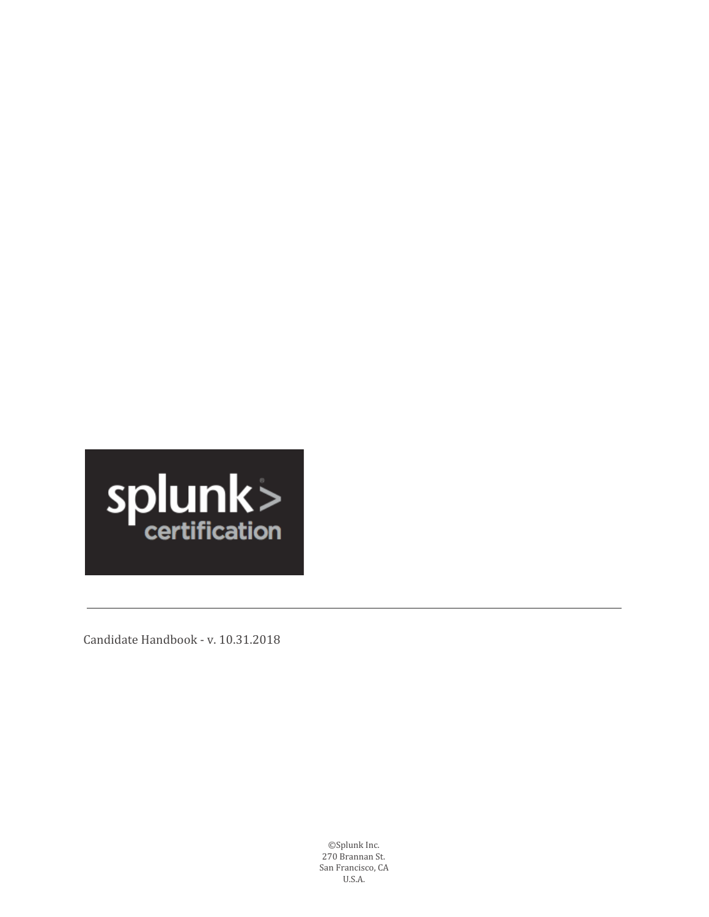splunk>
certification

---

Candidate Handbook - v. 10.31.2018

©Splunk Inc.
270 Brannan St.
San Francisco, CA
U.S.A.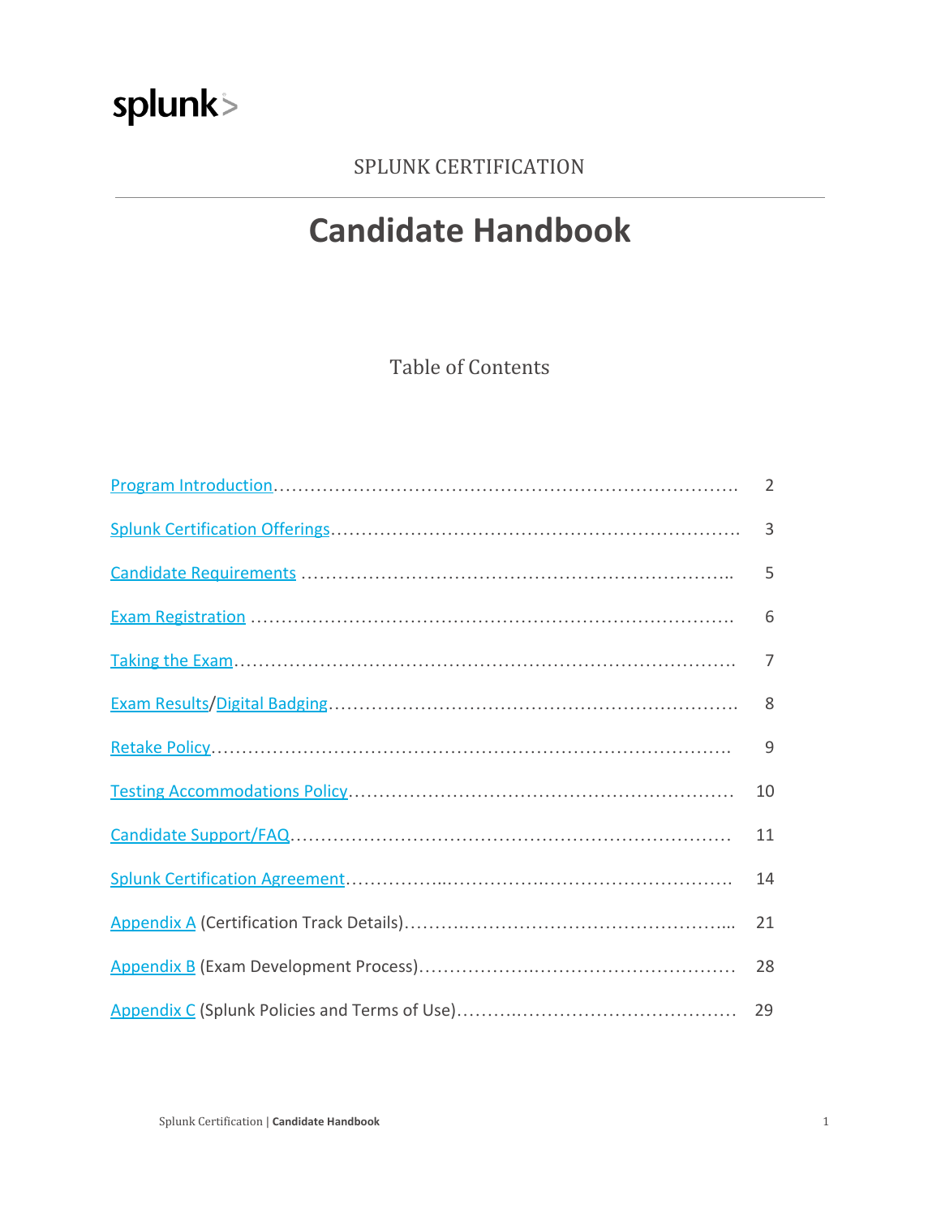splunk>

SPLUNK CERTIFICATION

# Candidate Handbook

## Table of Contents

| | |
|---|---|
| Program Introduction | 2 |
| Splunk Certification Offerings | 3 |
| Candidate Requirements | 5 |
| Exam Registration | 6 |
| Taking the Exam | 7 |
| Exam Results/Digital Badging | 8 |
| Retake Policy | 9 |
| Testing Accommodations Policy | 10 |
| Candidate Support/FAQ | 11 |
| Splunk Certification Agreement | 14 |
| Appendix A (Certification Track Details) | 21 |
| Appendix B (Exam Development Process) | 28 |
| Appendix C (Splunk Policies and Terms of Use) | 29 |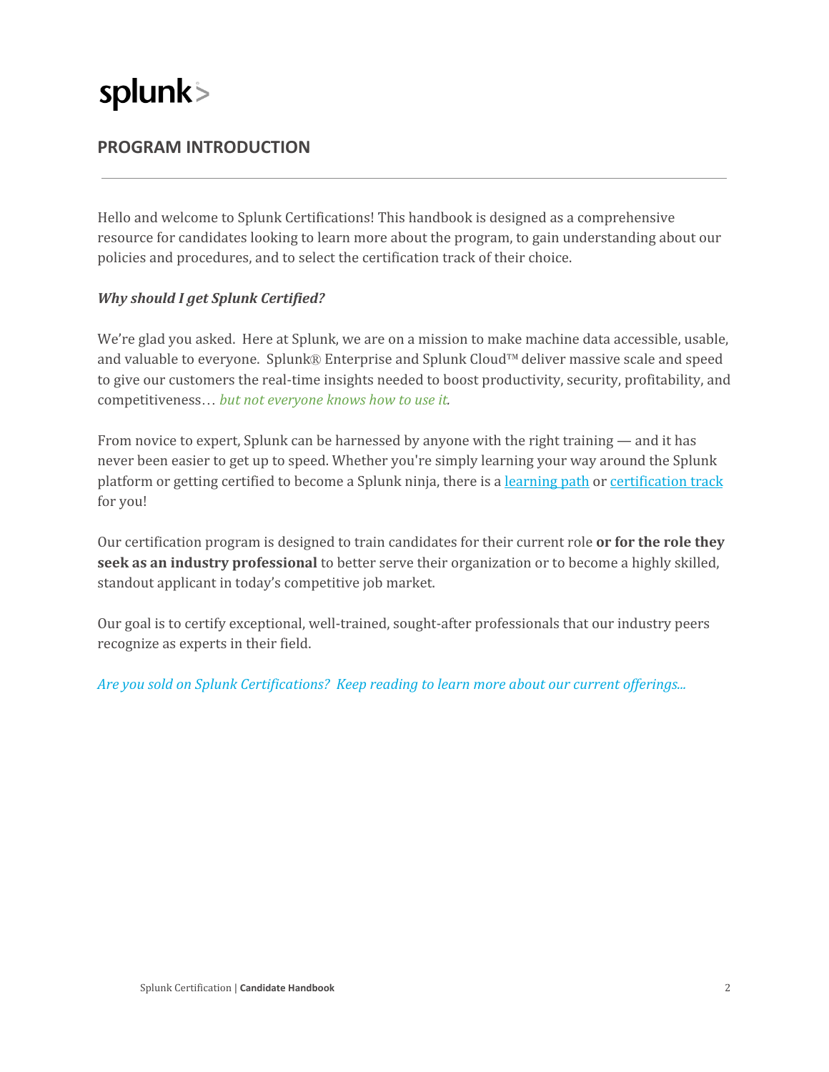splunk>

## PROGRAM INTRODUCTION

---

Hello and welcome to Splunk Certifications! This handbook is designed as a comprehensive resource for candidates looking to learn more about the program, to gain understanding about our policies and procedures, and to select the certification track of their choice.

***Why should I get Splunk Certified?***

We're glad you asked. Here at Splunk, we are on a mission to make machine data accessible, usable, and valuable to everyone. Splunk® Enterprise and Splunk Cloud™ deliver massive scale and speed to give our customers the real-time insights needed to boost productivity, security, profitability, and competitiveness… *but not everyone knows how to use it.*

From novice to expert, Splunk can be harnessed by anyone with the right training — and it has never been easier to get up to speed. Whether you're simply learning your way around the Splunk platform or getting certified to become a Splunk ninja, there is a learning path or certification track for you!

Our certification program is designed to train candidates for their current role **or for the role they seek as an industry professional** to better serve their organization or to become a highly skilled, standout applicant in today's competitive job market.

Our goal is to certify exceptional, well-trained, sought-after professionals that our industry peers recognize as experts in their field.

*Are you sold on Splunk Certifications? Keep reading to learn more about our current offerings...*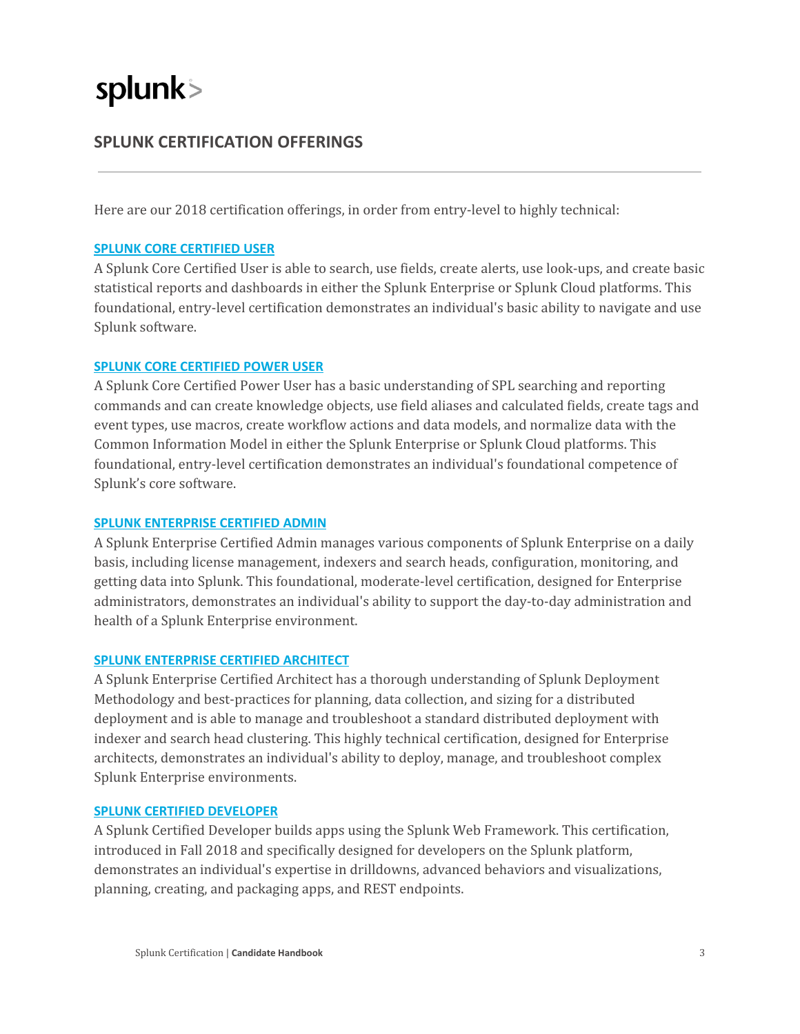splunk>

## SPLUNK CERTIFICATION OFFERINGS

Here are our 2018 certification offerings, in order from entry-level to highly technical:

### SPLUNK CORE CERTIFIED USER

A Splunk Core Certified User is able to search, use fields, create alerts, use look-ups, and create basic statistical reports and dashboards in either the Splunk Enterprise or Splunk Cloud platforms. This foundational, entry-level certification demonstrates an individual's basic ability to navigate and use Splunk software.

### SPLUNK CORE CERTIFIED POWER USER

A Splunk Core Certified Power User has a basic understanding of SPL searching and reporting commands and can create knowledge objects, use field aliases and calculated fields, create tags and event types, use macros, create workflow actions and data models, and normalize data with the Common Information Model in either the Splunk Enterprise or Splunk Cloud platforms. This foundational, entry-level certification demonstrates an individual's foundational competence of Splunk's core software.

### SPLUNK ENTERPRISE CERTIFIED ADMIN

A Splunk Enterprise Certified Admin manages various components of Splunk Enterprise on a daily basis, including license management, indexers and search heads, configuration, monitoring, and getting data into Splunk. This foundational, moderate-level certification, designed for Enterprise administrators, demonstrates an individual's ability to support the day-to-day administration and health of a Splunk Enterprise environment.

### SPLUNK ENTERPRISE CERTIFIED ARCHITECT

A Splunk Enterprise Certified Architect has a thorough understanding of Splunk Deployment Methodology and best-practices for planning, data collection, and sizing for a distributed deployment and is able to manage and troubleshoot a standard distributed deployment with indexer and search head clustering. This highly technical certification, designed for Enterprise architects, demonstrates an individual's ability to deploy, manage, and troubleshoot complex Splunk Enterprise environments.

### SPLUNK CERTIFIED DEVELOPER

A Splunk Certified Developer builds apps using the Splunk Web Framework. This certification, introduced in Fall 2018 and specifically designed for developers on the Splunk platform, demonstrates an individual's expertise in drilldowns, advanced behaviors and visualizations, planning, creating, and packaging apps, and REST endpoints.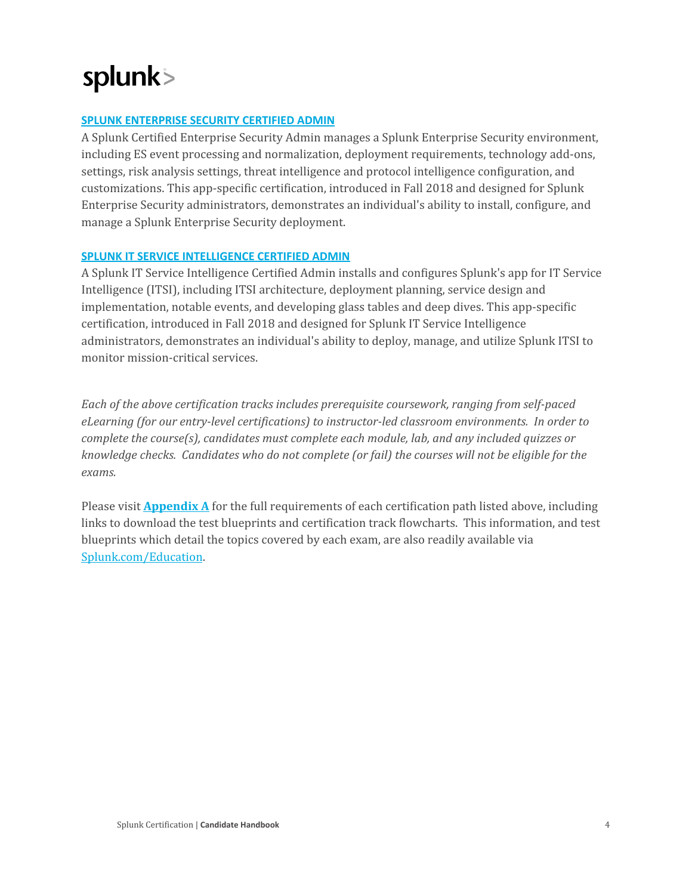## SPLUNK ENTERPRISE SECURITY CERTIFIED ADMIN

A Splunk Certified Enterprise Security Admin manages a Splunk Enterprise Security environment, including ES event processing and normalization, deployment requirements, technology add-ons, settings, risk analysis settings, threat intelligence and protocol intelligence configuration, and customizations. This app-specific certification, introduced in Fall 2018 and designed for Splunk Enterprise Security administrators, demonstrates an individual's ability to install, configure, and manage a Splunk Enterprise Security deployment.

## SPLUNK IT SERVICE INTELLIGENCE CERTIFIED ADMIN

A Splunk IT Service Intelligence Certified Admin installs and configures Splunk's app for IT Service Intelligence (ITSI), including ITSI architecture, deployment planning, service design and implementation, notable events, and developing glass tables and deep dives. This app-specific certification, introduced in Fall 2018 and designed for Splunk IT Service Intelligence administrators, demonstrates an individual's ability to deploy, manage, and utilize Splunk ITSI to monitor mission-critical services.

*Each of the above certification tracks includes prerequisite coursework, ranging from self-paced eLearning (for our entry-level certifications) to instructor-led classroom environments. In order to complete the course(s), candidates must complete each module, lab, and any included quizzes or knowledge checks. Candidates who do not complete (or fail) the courses will not be eligible for the exams.*

Please visit **Appendix A** for the full requirements of each certification path listed above, including links to download the test blueprints and certification track flowcharts. This information, and test blueprints which detail the topics covered by each exam, are also readily available via Splunk.com/Education.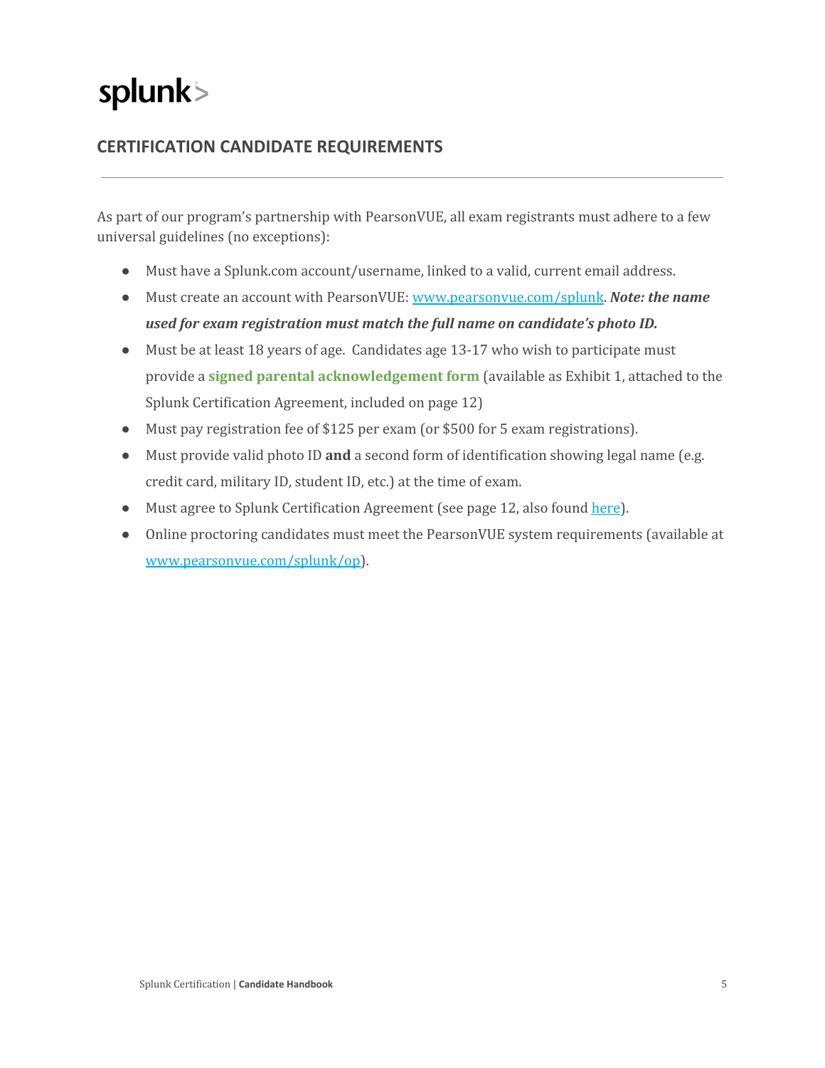## CERTIFICATION CANDIDATE REQUIREMENTS

As part of our program's partnership with PearsonVUE, all exam registrants must adhere to a few universal guidelines (no exceptions):

- Must have a Splunk.com account/username, linked to a valid, current email address.
- Must create an account with PearsonVUE: [www.pearsonvue.com/splunk](www.pearsonvue.com/splunk). ***Note: the name used for exam registration must match the full name on candidate's photo ID.***
- Must be at least 18 years of age. Candidates age 13-17 who wish to participate must provide a **signed parental acknowledgement form** (available as Exhibit 1, attached to the Splunk Certification Agreement, included on page 12)
- Must pay registration fee of $125 per exam (or $500 for 5 exam registrations).
- Must provide valid photo ID **and** a second form of identification showing legal name (e.g. credit card, military ID, student ID, etc.) at the time of exam.
- Must agree to Splunk Certification Agreement (see page 12, also found here).
- Online proctoring candidates must meet the PearsonVUE system requirements (available at [www.pearsonvue.com/splunk/op](www.pearsonvue.com/splunk/op)).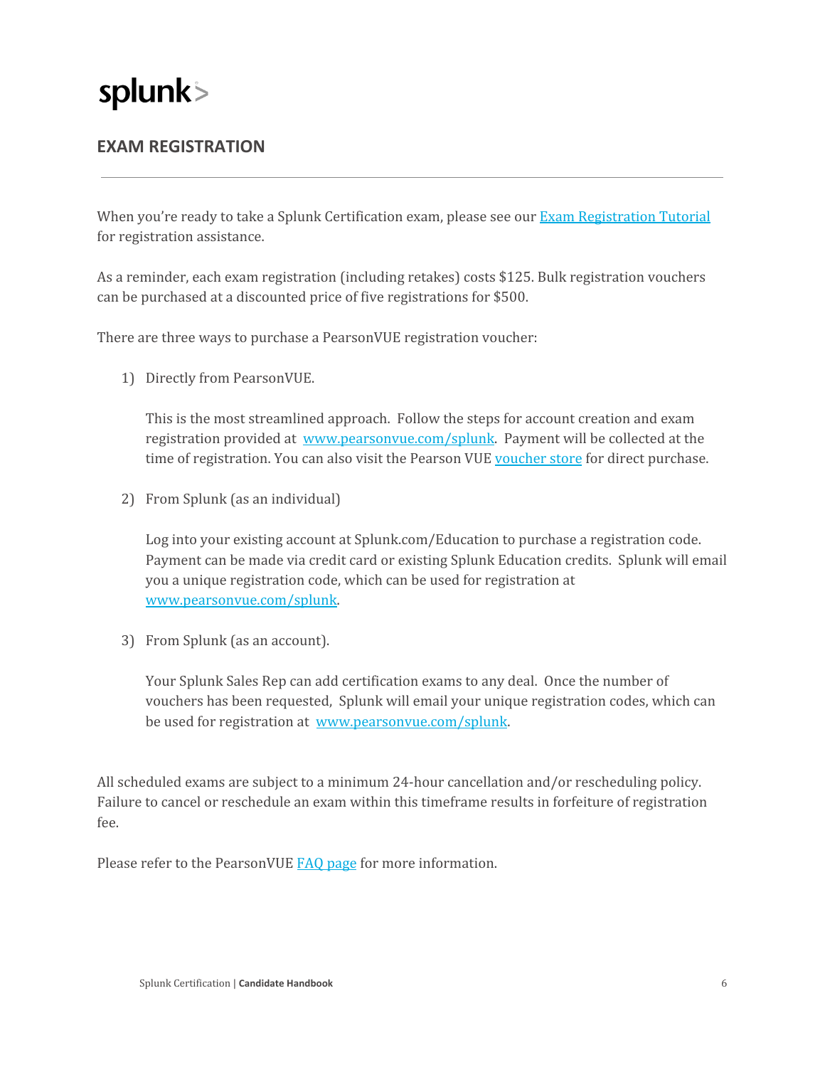# EXAM REGISTRATION

When you're ready to take a Splunk Certification exam, please see our Exam Registration Tutorial for registration assistance.

As a reminder, each exam registration (including retakes) costs $125. Bulk registration vouchers can be purchased at a discounted price of five registrations for $500.

There are three ways to purchase a PearsonVUE registration voucher:

1) Directly from PearsonVUE.

   This is the most streamlined approach. Follow the steps for account creation and exam registration provided at www.pearsonvue.com/splunk. Payment will be collected at the time of registration. You can also visit the Pearson VUE voucher store for direct purchase.

2) From Splunk (as an individual)

   Log into your existing account at Splunk.com/Education to purchase a registration code. Payment can be made via credit card or existing Splunk Education credits. Splunk will email you a unique registration code, which can be used for registration at www.pearsonvue.com/splunk.

3) From Splunk (as an account).

   Your Splunk Sales Rep can add certification exams to any deal. Once the number of vouchers has been requested, Splunk will email your unique registration codes, which can be used for registration at www.pearsonvue.com/splunk.

All scheduled exams are subject to a minimum 24-hour cancellation and/or rescheduling policy. Failure to cancel or reschedule an exam within this timeframe results in forfeiture of registration fee.

Please refer to the PearsonVUE FAQ page for more information.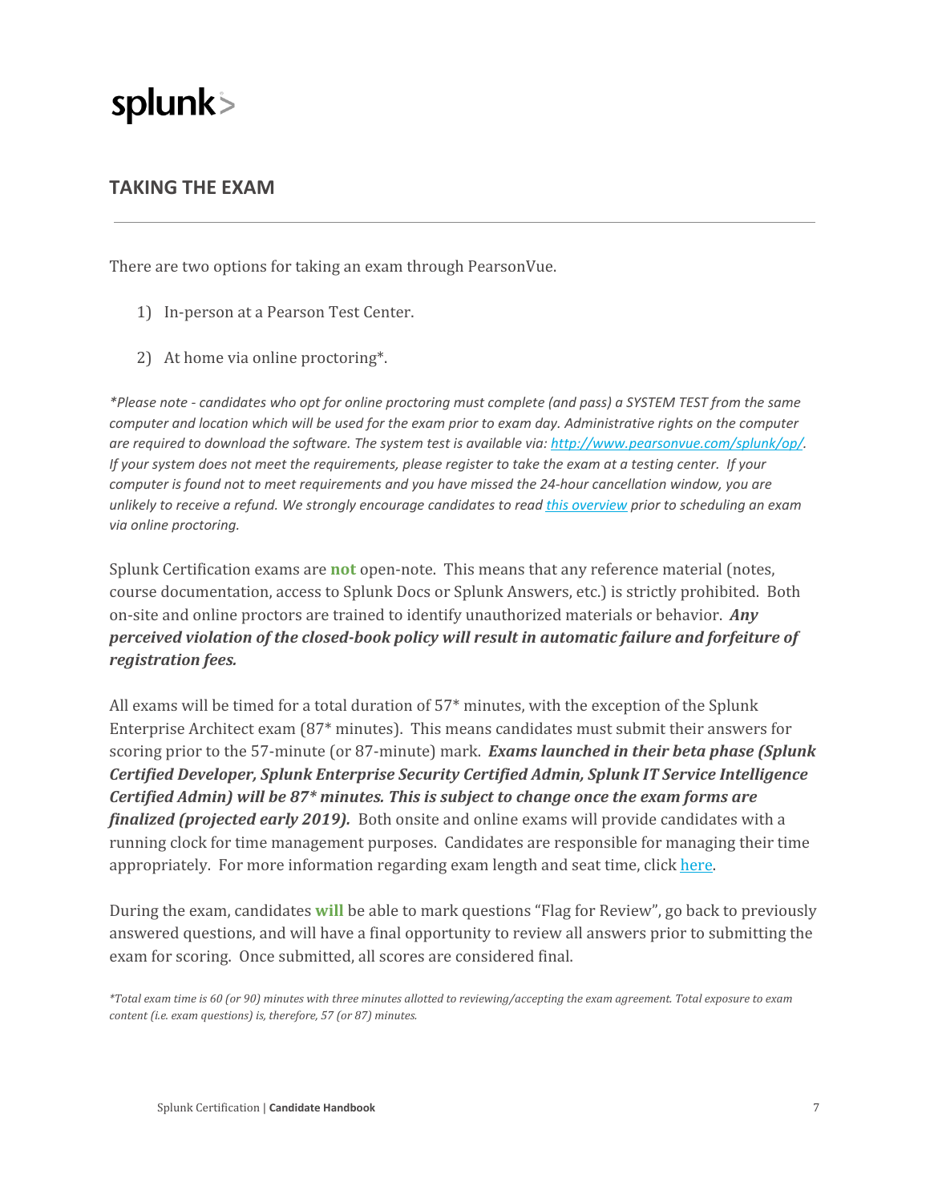## TAKING THE EXAM

There are two options for taking an exam through PearsonVue.

1) In-person at a Pearson Test Center.

2) At home via online proctoring*.

*\*Please note - candidates who opt for online proctoring must complete (and pass) a SYSTEM TEST from the same computer and location which will be used for the exam prior to exam day. Administrative rights on the computer are required to download the software. The system test is available via: [http://www.pearsonvue.com/splunk/op/](http://www.pearsonvue.com/splunk/op/). If your system does not meet the requirements, please register to take the exam at a testing center. If your computer is found not to meet requirements and you have missed the 24-hour cancellation window, you are unlikely to receive a refund. We strongly encourage candidates to read this overview prior to scheduling an exam via online proctoring.*

Splunk Certification exams are **not** open-note. This means that any reference material (notes, course documentation, access to Splunk Docs or Splunk Answers, etc.) is strictly prohibited. Both on-site and online proctors are trained to identify unauthorized materials or behavior. ***Any perceived violation of the closed-book policy will result in automatic failure and forfeiture of registration fees.***

All exams will be timed for a total duration of 57* minutes, with the exception of the Splunk Enterprise Architect exam (87* minutes). This means candidates must submit their answers for scoring prior to the 57-minute (or 87-minute) mark. ***Exams launched in their beta phase (Splunk Certified Developer, Splunk Enterprise Security Certified Admin, Splunk IT Service Intelligence Certified Admin) will be 87\* minutes. This is subject to change once the exam forms are finalized (projected early 2019).*** Both onsite and online exams will provide candidates with a running clock for time management purposes. Candidates are responsible for managing their time appropriately. For more information regarding exam length and seat time, click here.

During the exam, candidates **will** be able to mark questions "Flag for Review", go back to previously answered questions, and will have a final opportunity to review all answers prior to submitting the exam for scoring. Once submitted, all scores are considered final.

*\*Total exam time is 60 (or 90) minutes with three minutes allotted to reviewing/accepting the exam agreement. Total exposure to exam content (i.e. exam questions) is, therefore, 57 (or 87) minutes.*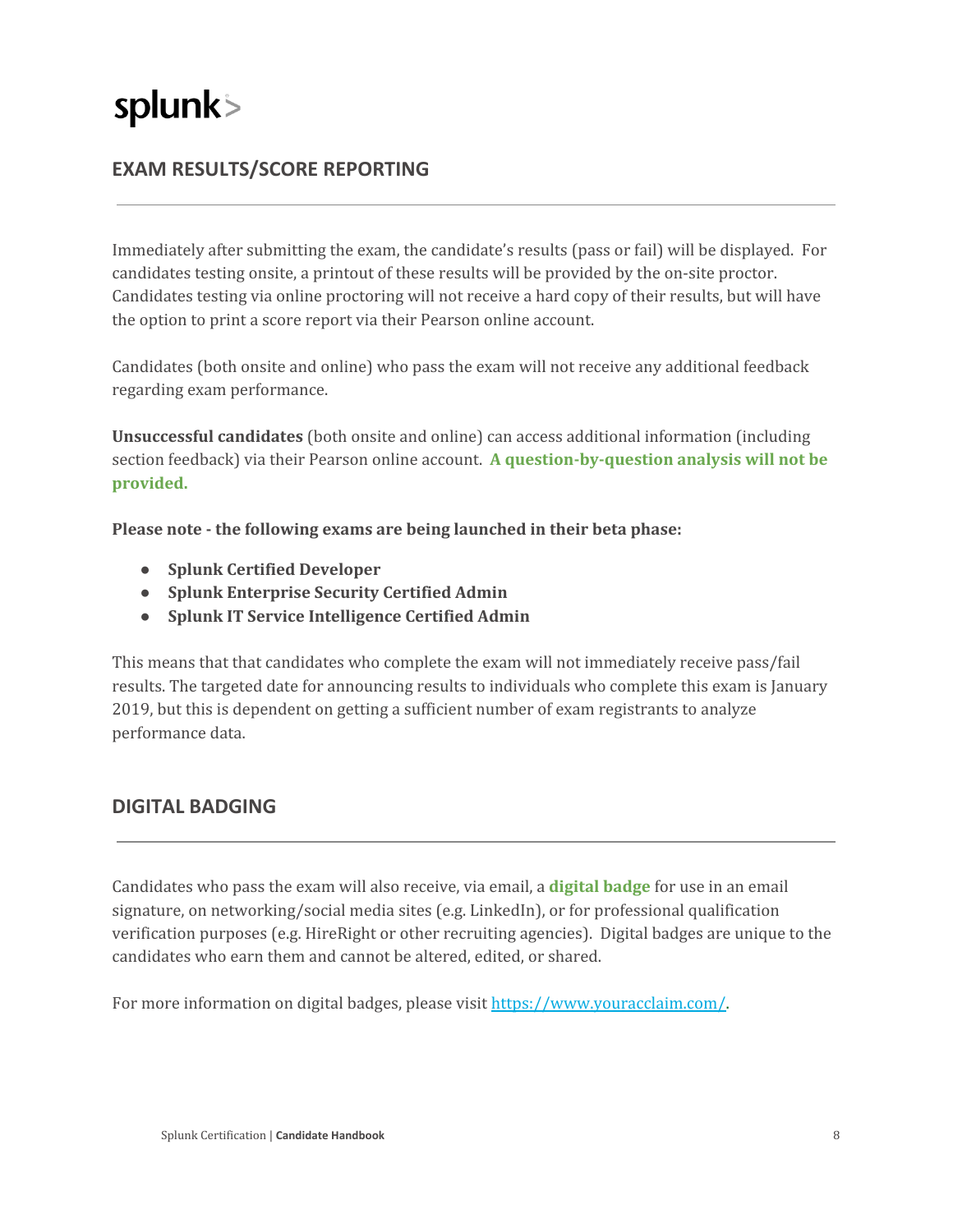## EXAM RESULTS/SCORE REPORTING

Immediately after submitting the exam, the candidate's results (pass or fail) will be displayed. For candidates testing onsite, a printout of these results will be provided by the on-site proctor. Candidates testing via online proctoring will not receive a hard copy of their results, but will have the option to print a score report via their Pearson online account.

Candidates (both onsite and online) who pass the exam will not receive any additional feedback regarding exam performance.

**Unsuccessful candidates** (both onsite and online) can access additional information (including section feedback) via their Pearson online account. **A question-by-question analysis will not be provided.**

**Please note - the following exams are being launched in their beta phase:**

- **Splunk Certified Developer**
- **Splunk Enterprise Security Certified Admin**
- **Splunk IT Service Intelligence Certified Admin**

This means that that candidates who complete the exam will not immediately receive pass/fail results. The targeted date for announcing results to individuals who complete this exam is January 2019, but this is dependent on getting a sufficient number of exam registrants to analyze performance data.

## DIGITAL BADGING

Candidates who pass the exam will also receive, via email, a **digital badge** for use in an email signature, on networking/social media sites (e.g. LinkedIn), or for professional qualification verification purposes (e.g. HireRight or other recruiting agencies). Digital badges are unique to the candidates who earn them and cannot be altered, edited, or shared.

For more information on digital badges, please visit [https://www.youracclaim.com/](https://www.youracclaim.com/).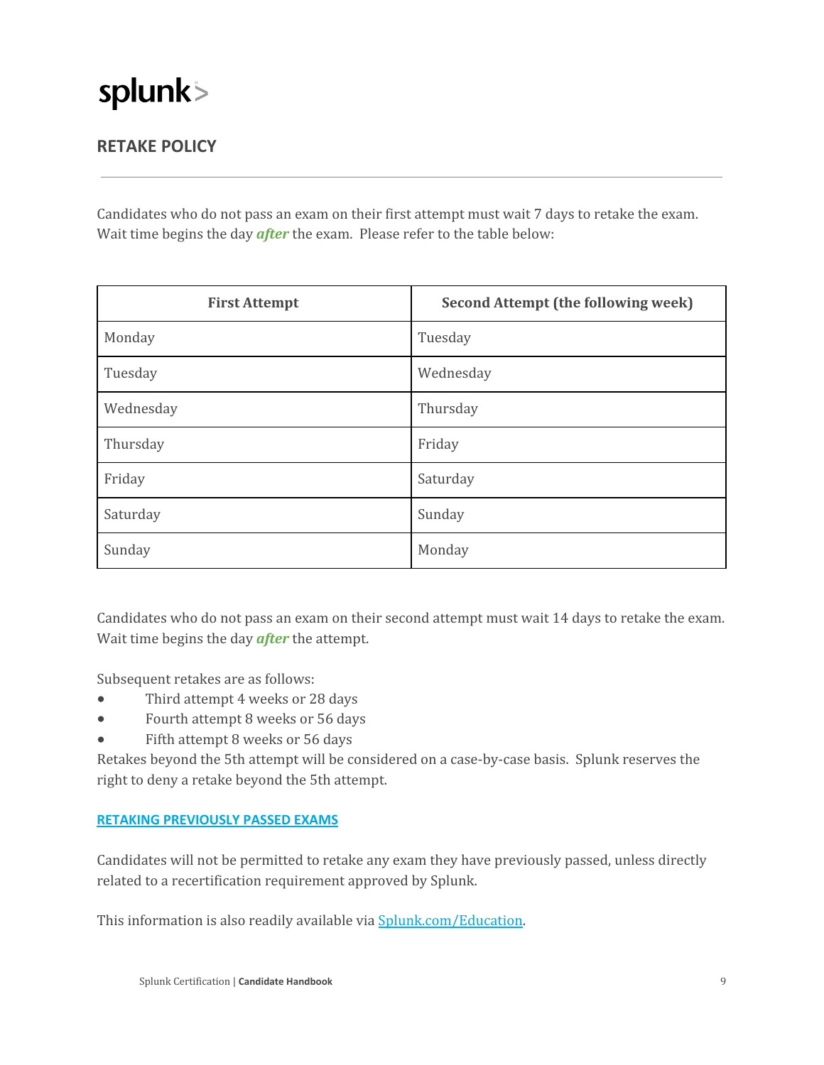## RETAKE POLICY

Candidates who do not pass an exam on their first attempt must wait 7 days to retake the exam. Wait time begins the day ***after*** the exam. Please refer to the table below:

| First Attempt | Second Attempt (the following week) |
|---|---|
| Monday | Tuesday |
| Tuesday | Wednesday |
| Wednesday | Thursday |
| Thursday | Friday |
| Friday | Saturday |
| Saturday | Sunday |
| Sunday | Monday |

Candidates who do not pass an exam on their second attempt must wait 14 days to retake the exam. Wait time begins the day ***after*** the attempt.

Subsequent retakes are as follows:

- Third attempt 4 weeks or 28 days
- Fourth attempt 8 weeks or 56 days
- Fifth attempt 8 weeks or 56 days

Retakes beyond the 5th attempt will be considered on a case-by-case basis. Splunk reserves the right to deny a retake beyond the 5th attempt.

### RETAKING PREVIOUSLY PASSED EXAMS

Candidates will not be permitted to retake any exam they have previously passed, unless directly related to a recertification requirement approved by Splunk.

This information is also readily available via Splunk.com/Education.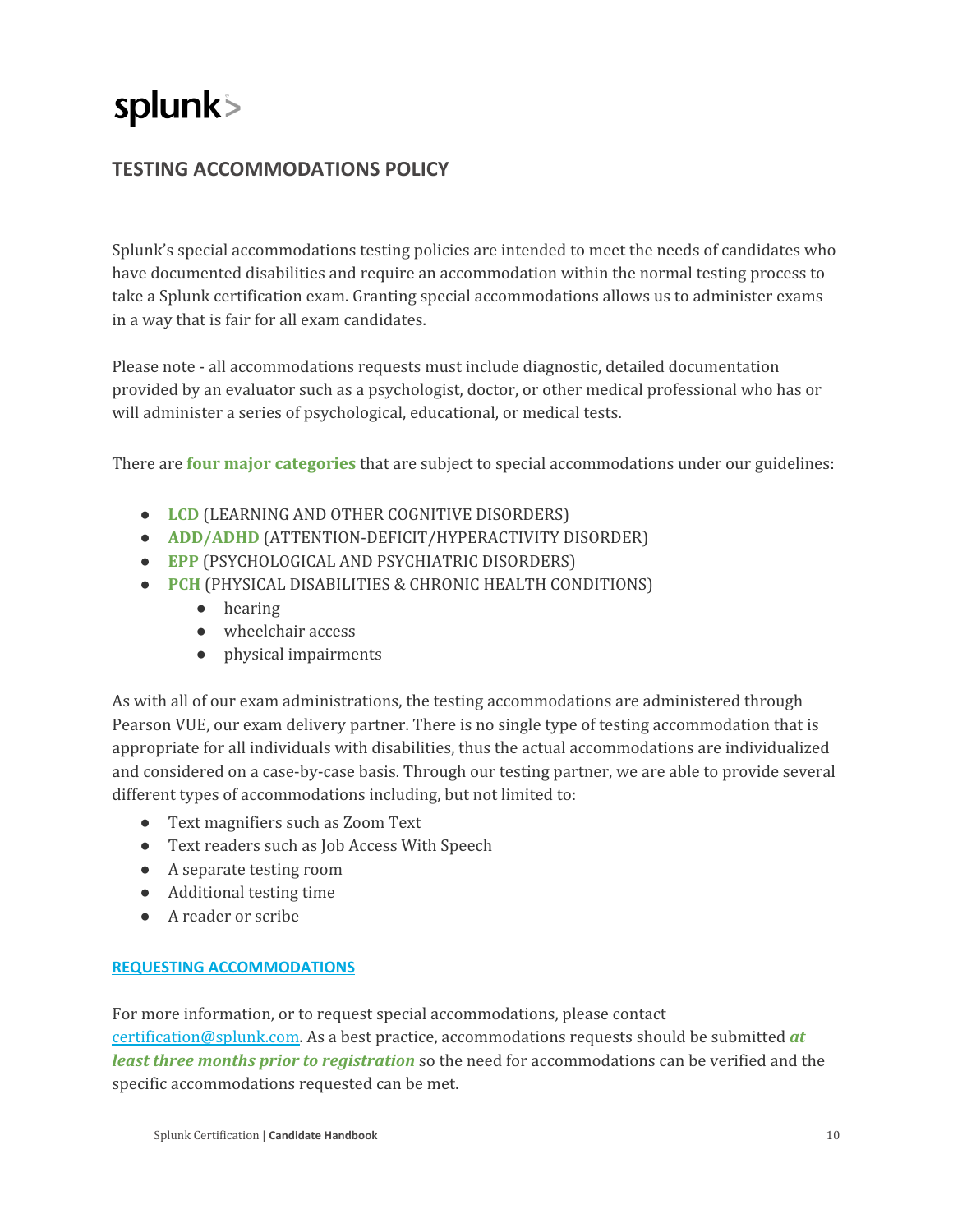splunk>

## TESTING ACCOMMODATIONS POLICY

Splunk's special accommodations testing policies are intended to meet the needs of candidates who have documented disabilities and require an accommodation within the normal testing process to take a Splunk certification exam. Granting special accommodations allows us to administer exams in a way that is fair for all exam candidates.

Please note - all accommodations requests must include diagnostic, detailed documentation provided by an evaluator such as a psychologist, doctor, or other medical professional who has or will administer a series of psychological, educational, or medical tests.

There are **four major categories** that are subject to special accommodations under our guidelines:

- **LCD** (LEARNING AND OTHER COGNITIVE DISORDERS)
- **ADD/ADHD** (ATTENTION-DEFICIT/HYPERACTIVITY DISORDER)
- **EPP** (PSYCHOLOGICAL AND PSYCHIATRIC DISORDERS)
- **PCH** (PHYSICAL DISABILITIES & CHRONIC HEALTH CONDITIONS)
    - hearing
    - wheelchair access
    - physical impairments

As with all of our exam administrations, the testing accommodations are administered through Pearson VUE, our exam delivery partner. There is no single type of testing accommodation that is appropriate for all individuals with disabilities, thus the actual accommodations are individualized and considered on a case-by-case basis. Through our testing partner, we are able to provide several different types of accommodations including, but not limited to:

- Text magnifiers such as Zoom Text
- Text readers such as Job Access With Speech
- A separate testing room
- Additional testing time
- A reader or scribe

### REQUESTING ACCOMMODATIONS

For more information, or to request special accommodations, please contact certification@splunk.com. As a best practice, accommodations requests should be submitted ***at least three months prior to registration*** so the need for accommodations can be verified and the specific accommodations requested can be met.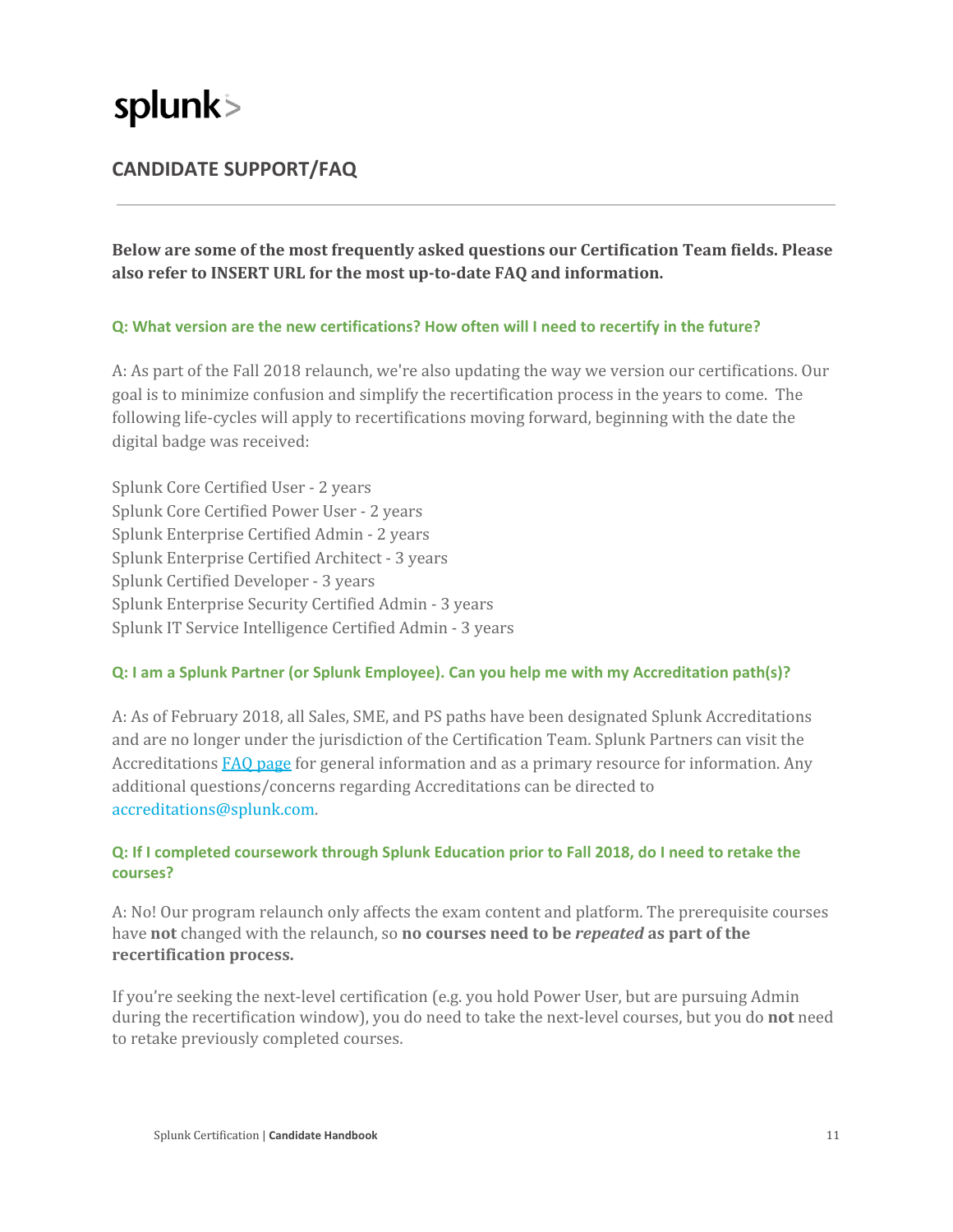## CANDIDATE SUPPORT/FAQ

**Below are some of the most frequently asked questions our Certification Team fields. Please also refer to INSERT URL for the most up-to-date FAQ and information.**

### Q: What version are the new certifications? How often will I need to recertify in the future?

A: As part of the Fall 2018 relaunch, we're also updating the way we version our certifications. Our goal is to minimize confusion and simplify the recertification process in the years to come. The following life-cycles will apply to recertifications moving forward, beginning with the date the digital badge was received:

Splunk Core Certified User - 2 years
Splunk Core Certified Power User - 2 years
Splunk Enterprise Certified Admin - 2 years
Splunk Enterprise Certified Architect - 3 years
Splunk Certified Developer - 3 years
Splunk Enterprise Security Certified Admin - 3 years
Splunk IT Service Intelligence Certified Admin - 3 years

### Q: I am a Splunk Partner (or Splunk Employee). Can you help me with my Accreditation path(s)?

A: As of February 2018, all Sales, SME, and PS paths have been designated Splunk Accreditations and are no longer under the jurisdiction of the Certification Team. Splunk Partners can visit the Accreditations FAQ page for general information and as a primary resource for information. Any additional questions/concerns regarding Accreditations can be directed to accreditations@splunk.com.

### Q: If I completed coursework through Splunk Education prior to Fall 2018, do I need to retake the courses?

A: No! Our program relaunch only affects the exam content and platform. The prerequisite courses have **not** changed with the relaunch, so **no courses need to be *repeated* as part of the recertification process.**

If you're seeking the next-level certification (e.g. you hold Power User, but are pursuing Admin during the recertification window), you do need to take the next-level courses, but you do **not** need to retake previously completed courses.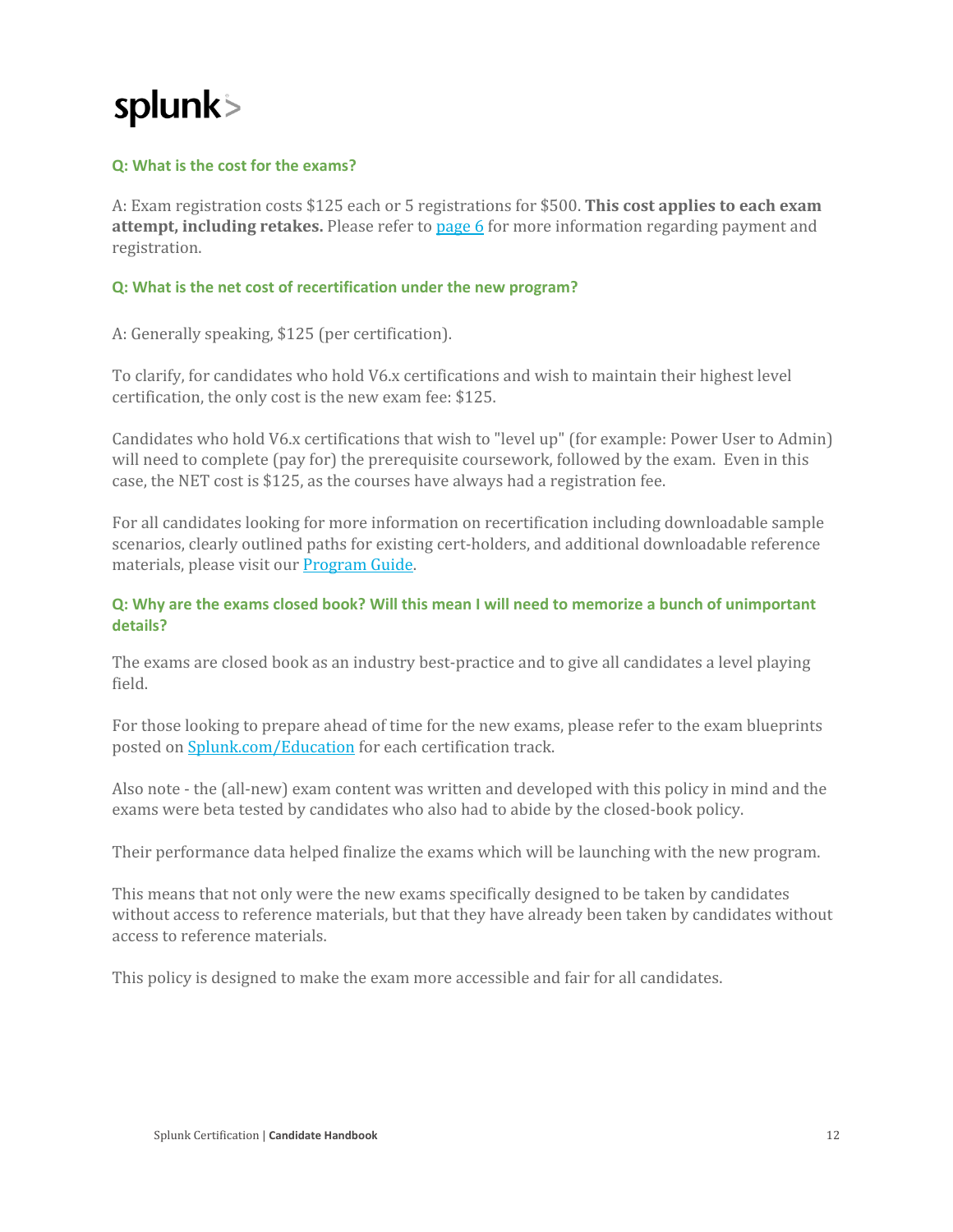**Q: What is the cost for the exams?**

A: Exam registration costs $125 each or 5 registrations for $500. **This cost applies to each exam attempt, including retakes.** Please refer to [page 6](#) for more information regarding payment and registration.

**Q: What is the net cost of recertification under the new program?**

A: Generally speaking, $125 (per certification).

To clarify, for candidates who hold V6.x certifications and wish to maintain their highest level certification, the only cost is the new exam fee: $125.

Candidates who hold V6.x certifications that wish to "level up" (for example: Power User to Admin) will need to complete (pay for) the prerequisite coursework, followed by the exam. Even in this case, the NET cost is $125, as the courses have always had a registration fee.

For all candidates looking for more information on recertification including downloadable sample scenarios, clearly outlined paths for existing cert-holders, and additional downloadable reference materials, please visit our [Program Guide](#).

**Q: Why are the exams closed book? Will this mean I will need to memorize a bunch of unimportant details?**

The exams are closed book as an industry best-practice and to give all candidates a level playing field.

For those looking to prepare ahead of time for the new exams, please refer to the exam blueprints posted on [Splunk.com/Education](#) for each certification track.

Also note - the (all-new) exam content was written and developed with this policy in mind and the exams were beta tested by candidates who also had to abide by the closed-book policy.

Their performance data helped finalize the exams which will be launching with the new program.

This means that not only were the new exams specifically designed to be taken by candidates without access to reference materials, but that they have already been taken by candidates without access to reference materials.

This policy is designed to make the exam more accessible and fair for all candidates.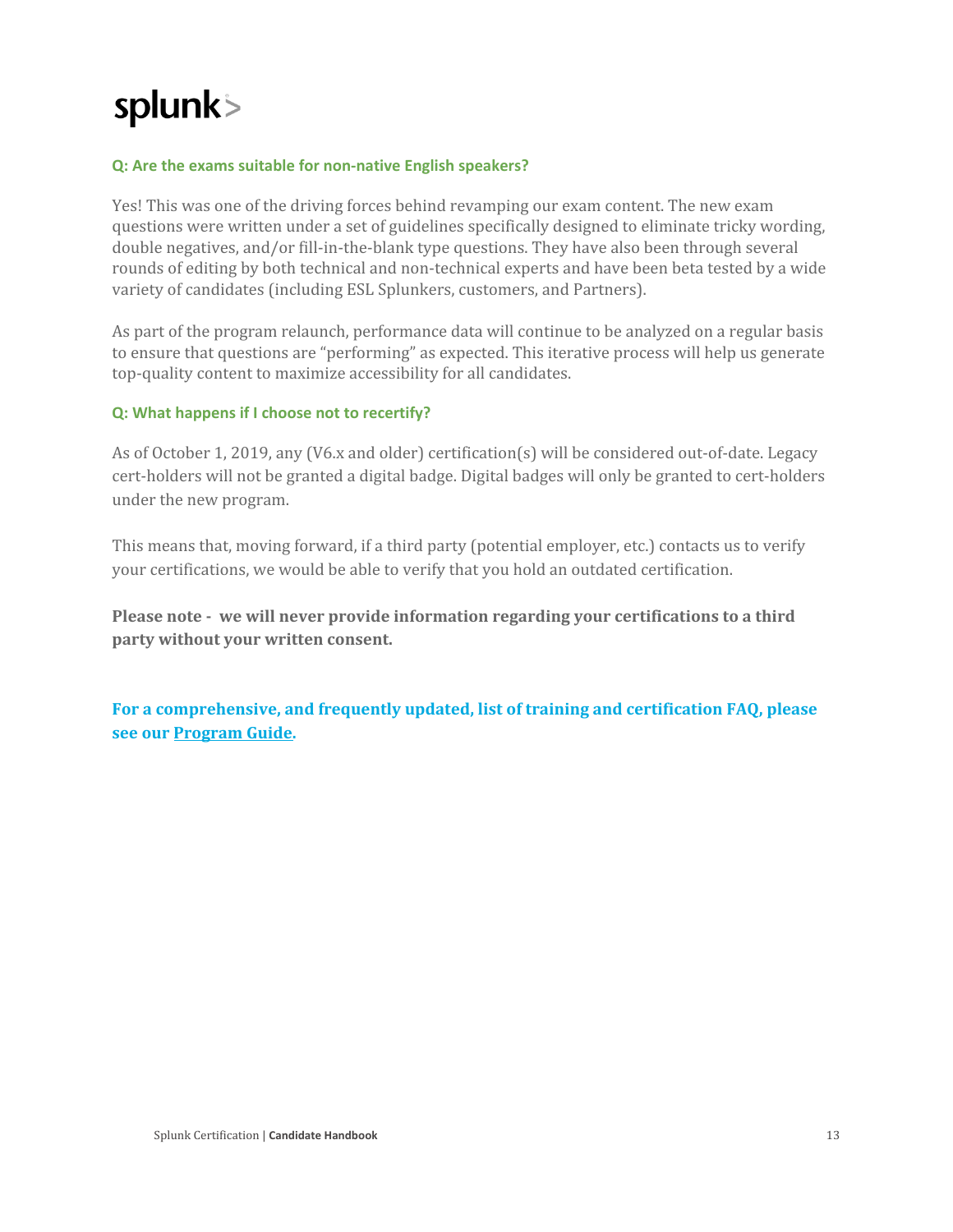### Q: Are the exams suitable for non-native English speakers?

Yes! This was one of the driving forces behind revamping our exam content. The new exam questions were written under a set of guidelines specifically designed to eliminate tricky wording, double negatives, and/or fill-in-the-blank type questions. They have also been through several rounds of editing by both technical and non-technical experts and have been beta tested by a wide variety of candidates (including ESL Splunkers, customers, and Partners).

As part of the program relaunch, performance data will continue to be analyzed on a regular basis to ensure that questions are "performing" as expected. This iterative process will help us generate top-quality content to maximize accessibility for all candidates.

### Q: What happens if I choose not to recertify?

As of October 1, 2019, any (V6.x and older) certification(s) will be considered out-of-date. Legacy cert-holders will not be granted a digital badge. Digital badges will only be granted to cert-holders under the new program.

This means that, moving forward, if a third party (potential employer, etc.) contacts us to verify your certifications, we would be able to verify that you hold an outdated certification.

**Please note - we will never provide information regarding your certifications to a third party without your written consent.**

**For a comprehensive, and frequently updated, list of training and certification FAQ, please see our Program Guide.**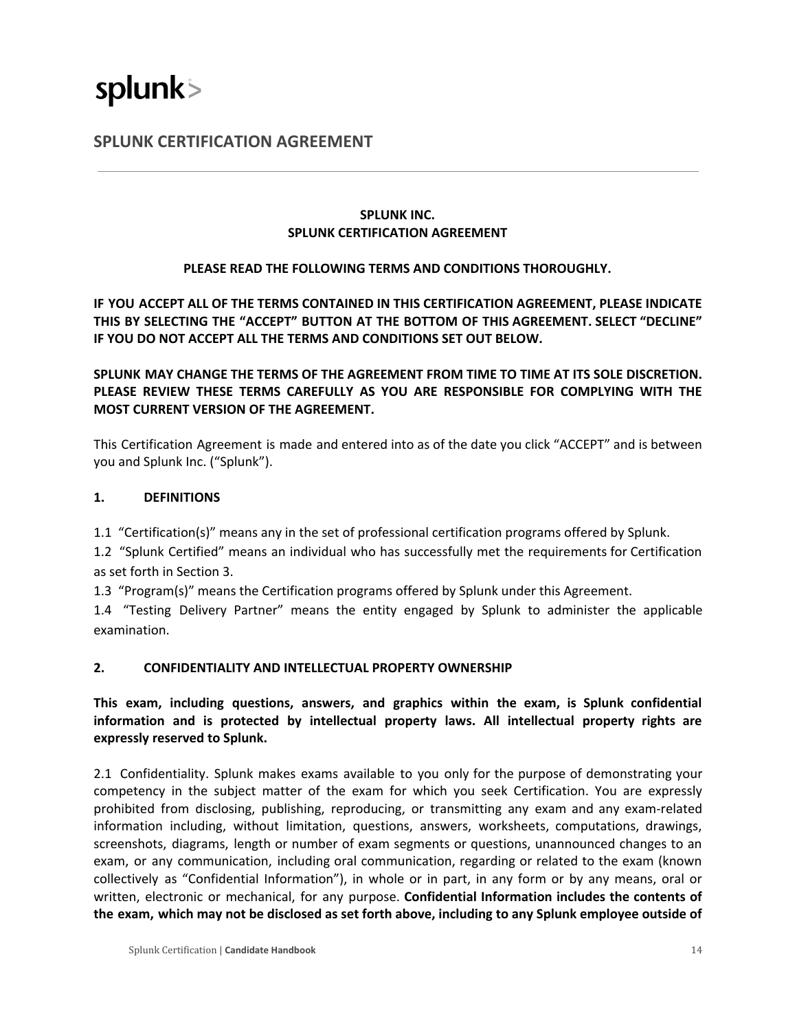splunk>

# SPLUNK CERTIFICATION AGREEMENT

**SPLUNK INC.**
**SPLUNK CERTIFICATION AGREEMENT**

**PLEASE READ THE FOLLOWING TERMS AND CONDITIONS THOROUGHLY.**

**IF YOU ACCEPT ALL OF THE TERMS CONTAINED IN THIS CERTIFICATION AGREEMENT, PLEASE INDICATE THIS BY SELECTING THE "ACCEPT" BUTTON AT THE BOTTOM OF THIS AGREEMENT. SELECT "DECLINE" IF YOU DO NOT ACCEPT ALL THE TERMS AND CONDITIONS SET OUT BELOW.**

**SPLUNK MAY CHANGE THE TERMS OF THE AGREEMENT FROM TIME TO TIME AT ITS SOLE DISCRETION. PLEASE REVIEW THESE TERMS CAREFULLY AS YOU ARE RESPONSIBLE FOR COMPLYING WITH THE MOST CURRENT VERSION OF THE AGREEMENT.**

This Certification Agreement is made and entered into as of the date you click "ACCEPT" and is between you and Splunk Inc. ("Splunk").

## 1. DEFINITIONS

1.1 "Certification(s)" means any in the set of professional certification programs offered by Splunk.
1.2 "Splunk Certified" means an individual who has successfully met the requirements for Certification as set forth in Section 3.
1.3 "Program(s)" means the Certification programs offered by Splunk under this Agreement.
1.4 "Testing Delivery Partner" means the entity engaged by Splunk to administer the applicable examination.

## 2. CONFIDENTIALITY AND INTELLECTUAL PROPERTY OWNERSHIP

**This exam, including questions, answers, and graphics within the exam, is Splunk confidential information and is protected by intellectual property laws. All intellectual property rights are expressly reserved to Splunk.**

2.1 Confidentiality. Splunk makes exams available to you only for the purpose of demonstrating your competency in the subject matter of the exam for which you seek Certification. You are expressly prohibited from disclosing, publishing, reproducing, or transmitting any exam and any exam-related information including, without limitation, questions, answers, worksheets, computations, drawings, screenshots, diagrams, length or number of exam segments or questions, unannounced changes to an exam, or any communication, including oral communication, regarding or related to the exam (known collectively as "Confidential Information"), in whole or in part, in any form or by any means, oral or written, electronic or mechanical, for any purpose. **Confidential Information includes the contents of the exam, which may not be disclosed as set forth above, including to any Splunk employee outside of**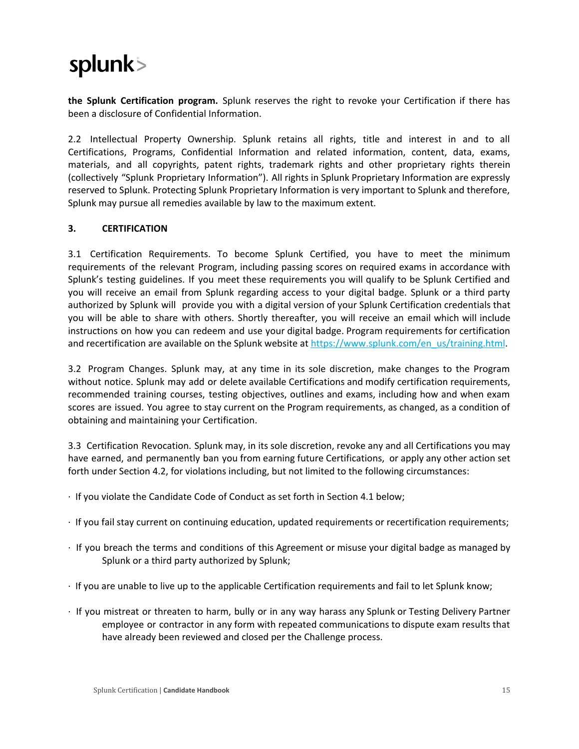**the Splunk Certification program.** Splunk reserves the right to revoke your Certification if there has been a disclosure of Confidential Information.

2.2 Intellectual Property Ownership. Splunk retains all rights, title and interest in and to all Certifications, Programs, Confidential Information and related information, content, data, exams, materials, and all copyrights, patent rights, trademark rights and other proprietary rights therein (collectively "Splunk Proprietary Information"). All rights in Splunk Proprietary Information are expressly reserved to Splunk. Protecting Splunk Proprietary Information is very important to Splunk and therefore, Splunk may pursue all remedies available by law to the maximum extent.

### 3. CERTIFICATION

3.1 Certification Requirements. To become Splunk Certified, you have to meet the minimum requirements of the relevant Program, including passing scores on required exams in accordance with Splunk's testing guidelines. If you meet these requirements you will qualify to be Splunk Certified and you will receive an email from Splunk regarding access to your digital badge. Splunk or a third party authorized by Splunk will provide you with a digital version of your Splunk Certification credentials that you will be able to share with others. Shortly thereafter, you will receive an email which will include instructions on how you can redeem and use your digital badge. Program requirements for certification and recertification are available on the Splunk website at [https://www.splunk.com/en_us/training.html](https://www.splunk.com/en_us/training.html).

3.2 Program Changes. Splunk may, at any time in its sole discretion, make changes to the Program without notice. Splunk may add or delete available Certifications and modify certification requirements, recommended training courses, testing objectives, outlines and exams, including how and when exam scores are issued. You agree to stay current on the Program requirements, as changed, as a condition of obtaining and maintaining your Certification.

3.3 Certification Revocation. Splunk may, in its sole discretion, revoke any and all Certifications you may have earned, and permanently ban you from earning future Certifications, or apply any other action set forth under Section 4.2, for violations including, but not limited to the following circumstances:

- If you violate the Candidate Code of Conduct as set forth in Section 4.1 below;
- If you fail stay current on continuing education, updated requirements or recertification requirements;
- If you breach the terms and conditions of this Agreement or misuse your digital badge as managed by Splunk or a third party authorized by Splunk;
- If you are unable to live up to the applicable Certification requirements and fail to let Splunk know;
- If you mistreat or threaten to harm, bully or in any way harass any Splunk or Testing Delivery Partner employee or contractor in any form with repeated communications to dispute exam results that have already been reviewed and closed per the Challenge process.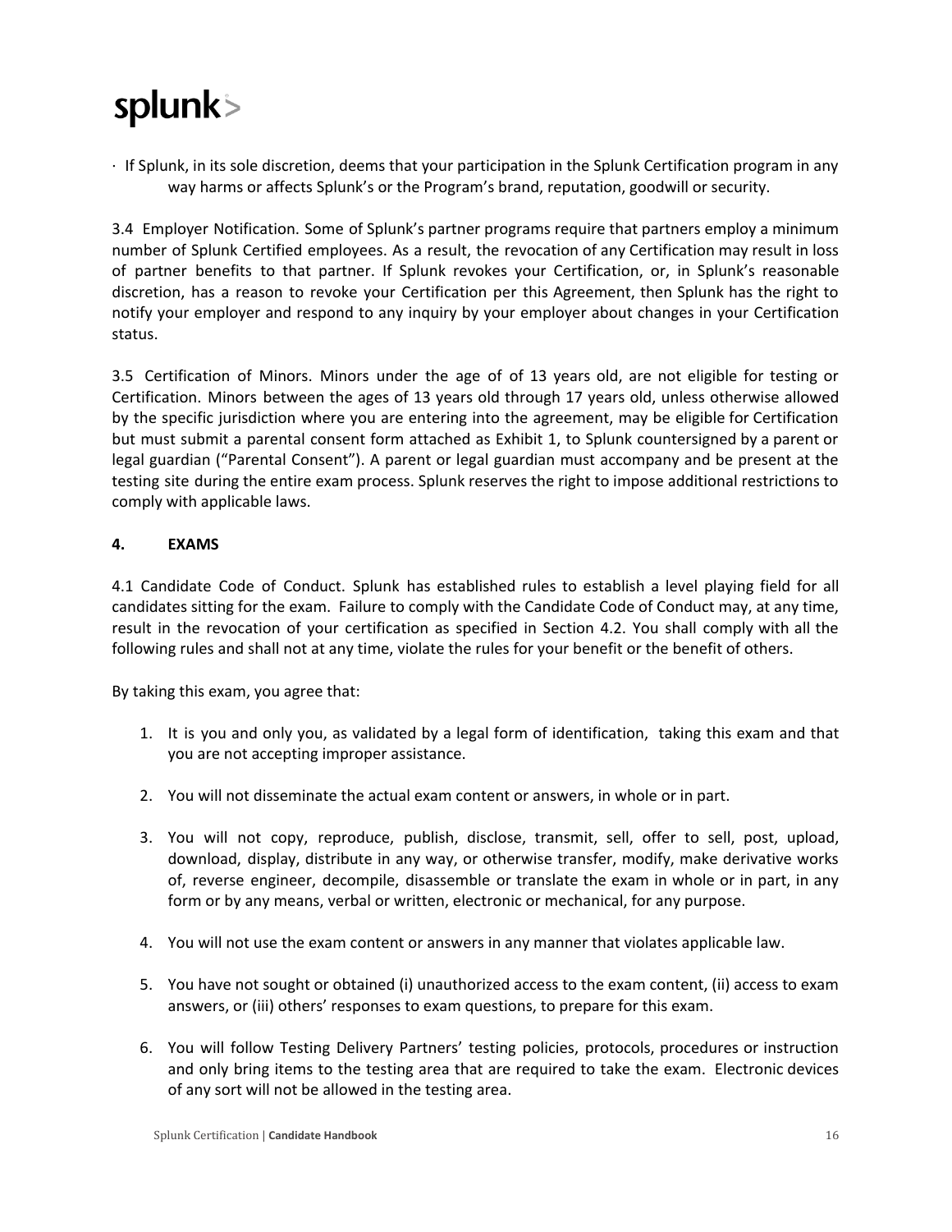· If Splunk, in its sole discretion, deems that your participation in the Splunk Certification program in any way harms or affects Splunk's or the Program's brand, reputation, goodwill or security.

3.4 Employer Notification. Some of Splunk's partner programs require that partners employ a minimum number of Splunk Certified employees. As a result, the revocation of any Certification may result in loss of partner benefits to that partner. If Splunk revokes your Certification, or, in Splunk's reasonable discretion, has a reason to revoke your Certification per this Agreement, then Splunk has the right to notify your employer and respond to any inquiry by your employer about changes in your Certification status.

3.5 Certification of Minors. Minors under the age of of 13 years old, are not eligible for testing or Certification. Minors between the ages of 13 years old through 17 years old, unless otherwise allowed by the specific jurisdiction where you are entering into the agreement, may be eligible for Certification but must submit a parental consent form attached as Exhibit 1, to Splunk countersigned by a parent or legal guardian ("Parental Consent"). A parent or legal guardian must accompany and be present at the testing site during the entire exam process. Splunk reserves the right to impose additional restrictions to comply with applicable laws.

## 4. EXAMS

4.1 Candidate Code of Conduct. Splunk has established rules to establish a level playing field for all candidates sitting for the exam. Failure to comply with the Candidate Code of Conduct may, at any time, result in the revocation of your certification as specified in Section 4.2. You shall comply with all the following rules and shall not at any time, violate the rules for your benefit or the benefit of others.

By taking this exam, you agree that:

1. It is you and only you, as validated by a legal form of identification, taking this exam and that you are not accepting improper assistance.
2. You will not disseminate the actual exam content or answers, in whole or in part.
3. You will not copy, reproduce, publish, disclose, transmit, sell, offer to sell, post, upload, download, display, distribute in any way, or otherwise transfer, modify, make derivative works of, reverse engineer, decompile, disassemble or translate the exam in whole or in part, in any form or by any means, verbal or written, electronic or mechanical, for any purpose.
4. You will not use the exam content or answers in any manner that violates applicable law.
5. You have not sought or obtained (i) unauthorized access to the exam content, (ii) access to exam answers, or (iii) others' responses to exam questions, to prepare for this exam.
6. You will follow Testing Delivery Partners' testing policies, protocols, procedures or instruction and only bring items to the testing area that are required to take the exam. Electronic devices of any sort will not be allowed in the testing area.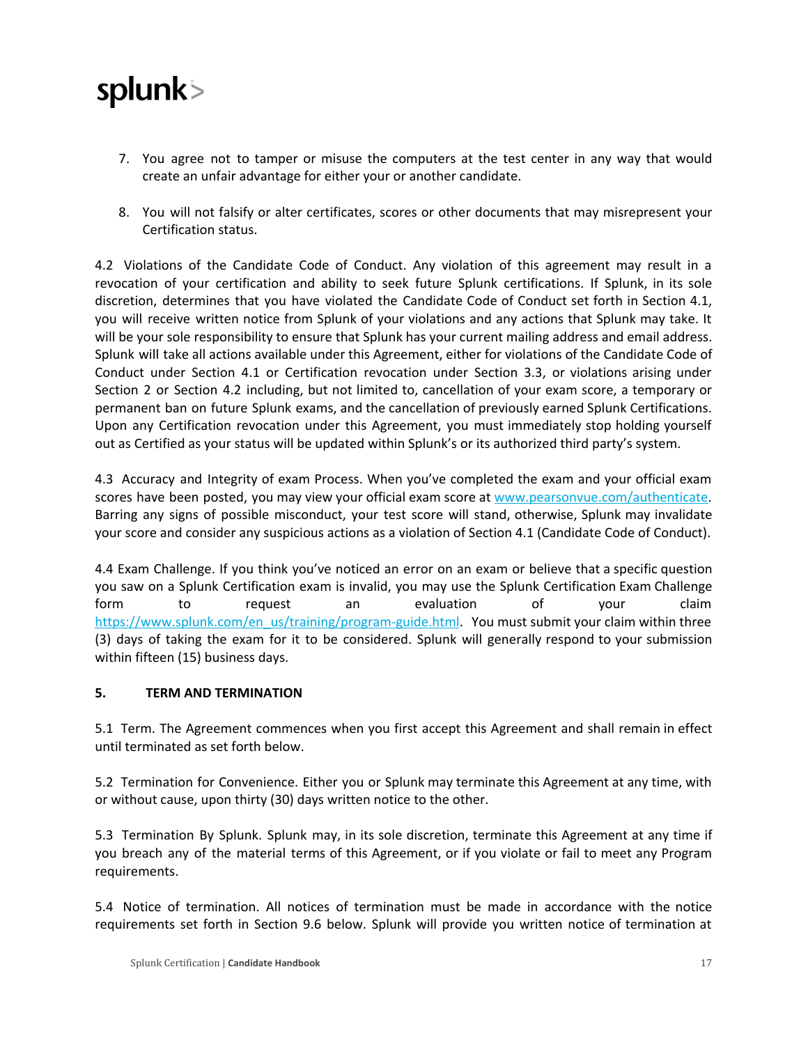7. You agree not to tamper or misuse the computers at the test center in any way that would create an unfair advantage for either your or another candidate.

8. You will not falsify or alter certificates, scores or other documents that may misrepresent your Certification status.

4.2 Violations of the Candidate Code of Conduct. Any violation of this agreement may result in a revocation of your certification and ability to seek future Splunk certifications. If Splunk, in its sole discretion, determines that you have violated the Candidate Code of Conduct set forth in Section 4.1, you will receive written notice from Splunk of your violations and any actions that Splunk may take. It will be your sole responsibility to ensure that Splunk has your current mailing address and email address. Splunk will take all actions available under this Agreement, either for violations of the Candidate Code of Conduct under Section 4.1 or Certification revocation under Section 3.3, or violations arising under Section 2 or Section 4.2 including, but not limited to, cancellation of your exam score, a temporary or permanent ban on future Splunk exams, and the cancellation of previously earned Splunk Certifications. Upon any Certification revocation under this Agreement, you must immediately stop holding yourself out as Certified as your status will be updated within Splunk's or its authorized third party's system.

4.3 Accuracy and Integrity of exam Process. When you've completed the exam and your official exam scores have been posted, you may view your official exam score at [www.pearsonvue.com/authenticate](www.pearsonvue.com/authenticate). Barring any signs of possible misconduct, your test score will stand, otherwise, Splunk may invalidate your score and consider any suspicious actions as a violation of Section 4.1 (Candidate Code of Conduct).

4.4 Exam Challenge. If you think you've noticed an error on an exam or believe that a specific question you saw on a Splunk Certification exam is invalid, you may use the Splunk Certification Exam Challenge form to request an evaluation of your claim [https://www.splunk.com/en_us/training/program-guide.html](https://www.splunk.com/en_us/training/program-guide.html). You must submit your claim within three (3) days of taking the exam for it to be considered. Splunk will generally respond to your submission within fifteen (15) business days.

## 5. TERM AND TERMINATION

5.1 Term. The Agreement commences when you first accept this Agreement and shall remain in effect until terminated as set forth below.

5.2 Termination for Convenience. Either you or Splunk may terminate this Agreement at any time, with or without cause, upon thirty (30) days written notice to the other.

5.3 Termination By Splunk. Splunk may, in its sole discretion, terminate this Agreement at any time if you breach any of the material terms of this Agreement, or if you violate or fail to meet any Program requirements.

5.4 Notice of termination. All notices of termination must be made in accordance with the notice requirements set forth in Section 9.6 below. Splunk will provide you written notice of termination at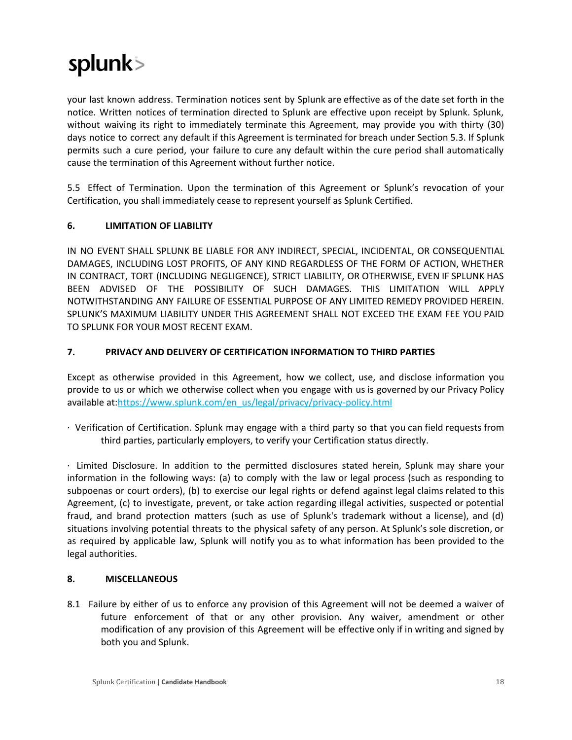your last known address. Termination notices sent by Splunk are effective as of the date set forth in the notice. Written notices of termination directed to Splunk are effective upon receipt by Splunk. Splunk, without waiving its right to immediately terminate this Agreement, may provide you with thirty (30) days notice to correct any default if this Agreement is terminated for breach under Section 5.3. If Splunk permits such a cure period, your failure to cure any default within the cure period shall automatically cause the termination of this Agreement without further notice.

5.5 Effect of Termination. Upon the termination of this Agreement or Splunk's revocation of your Certification, you shall immediately cease to represent yourself as Splunk Certified.

### 6. LIMITATION OF LIABILITY

IN NO EVENT SHALL SPLUNK BE LIABLE FOR ANY INDIRECT, SPECIAL, INCIDENTAL, OR CONSEQUENTIAL DAMAGES, INCLUDING LOST PROFITS, OF ANY KIND REGARDLESS OF THE FORM OF ACTION, WHETHER IN CONTRACT, TORT (INCLUDING NEGLIGENCE), STRICT LIABILITY, OR OTHERWISE, EVEN IF SPLUNK HAS BEEN ADVISED OF THE POSSIBILITY OF SUCH DAMAGES. THIS LIMITATION WILL APPLY NOTWITHSTANDING ANY FAILURE OF ESSENTIAL PURPOSE OF ANY LIMITED REMEDY PROVIDED HEREIN. SPLUNK'S MAXIMUM LIABILITY UNDER THIS AGREEMENT SHALL NOT EXCEED THE EXAM FEE YOU PAID TO SPLUNK FOR YOUR MOST RECENT EXAM.

### 7. PRIVACY AND DELIVERY OF CERTIFICATION INFORMATION TO THIRD PARTIES

Except as otherwise provided in this Agreement, how we collect, use, and disclose information you provide to us or which we otherwise collect when you engage with us is governed by our Privacy Policy available at:https://www.splunk.com/en_us/legal/privacy/privacy-policy.html

- Verification of Certification. Splunk may engage with a third party so that you can field requests from third parties, particularly employers, to verify your Certification status directly.

- Limited Disclosure. In addition to the permitted disclosures stated herein, Splunk may share your information in the following ways: (a) to comply with the law or legal process (such as responding to subpoenas or court orders), (b) to exercise our legal rights or defend against legal claims related to this Agreement, (c) to investigate, prevent, or take action regarding illegal activities, suspected or potential fraud, and brand protection matters (such as use of Splunk's trademark without a license), and (d) situations involving potential threats to the physical safety of any person. At Splunk's sole discretion, or as required by applicable law, Splunk will notify you as to what information has been provided to the legal authorities.

### 8. MISCELLANEOUS

8.1 Failure by either of us to enforce any provision of this Agreement will not be deemed a waiver of future enforcement of that or any other provision. Any waiver, amendment or other modification of any provision of this Agreement will be effective only if in writing and signed by both you and Splunk.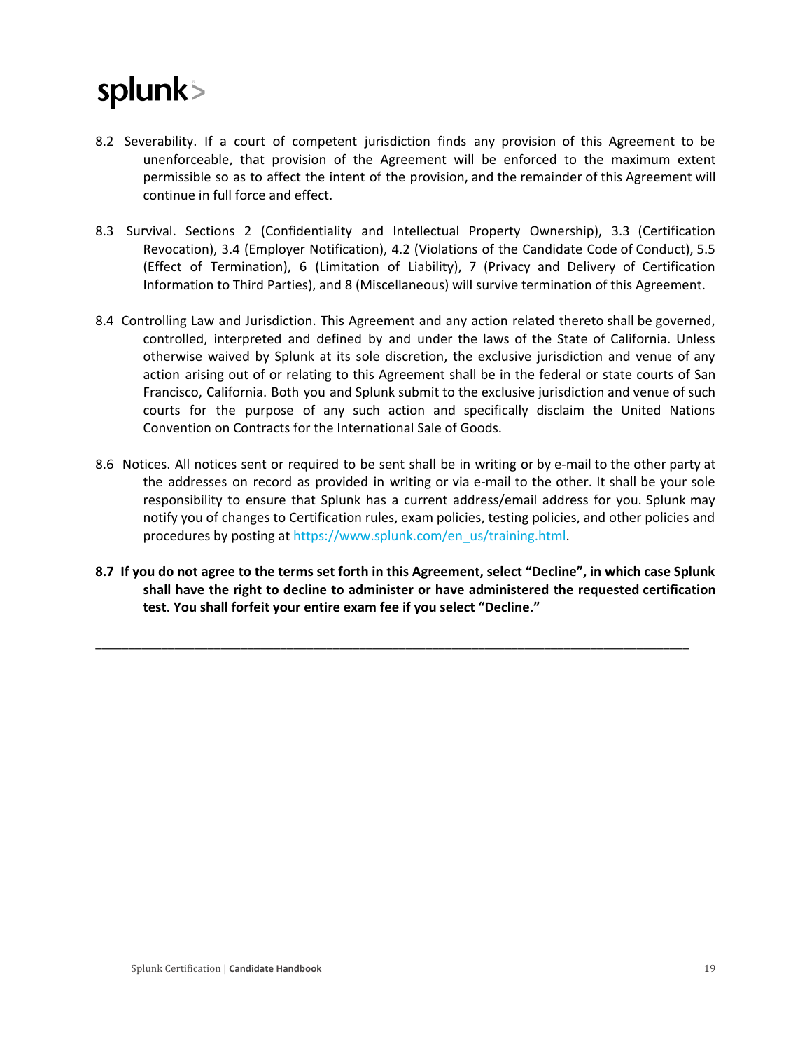8.2 Severability. If a court of competent jurisdiction finds any provision of this Agreement to be unenforceable, that provision of the Agreement will be enforced to the maximum extent permissible so as to affect the intent of the provision, and the remainder of this Agreement will continue in full force and effect.

8.3 Survival. Sections 2 (Confidentiality and Intellectual Property Ownership), 3.3 (Certification Revocation), 3.4 (Employer Notification), 4.2 (Violations of the Candidate Code of Conduct), 5.5 (Effect of Termination), 6 (Limitation of Liability), 7 (Privacy and Delivery of Certification Information to Third Parties), and 8 (Miscellaneous) will survive termination of this Agreement.

8.4 Controlling Law and Jurisdiction. This Agreement and any action related thereto shall be governed, controlled, interpreted and defined by and under the laws of the State of California. Unless otherwise waived by Splunk at its sole discretion, the exclusive jurisdiction and venue of any action arising out of or relating to this Agreement shall be in the federal or state courts of San Francisco, California. Both you and Splunk submit to the exclusive jurisdiction and venue of such courts for the purpose of any such action and specifically disclaim the United Nations Convention on Contracts for the International Sale of Goods.

8.6 Notices. All notices sent or required to be sent shall be in writing or by e-mail to the other party at the addresses on record as provided in writing or via e-mail to the other. It shall be your sole responsibility to ensure that Splunk has a current address/email address for you. Splunk may notify you of changes to Certification rules, exam policies, testing policies, and other policies and procedures by posting at [https://www.splunk.com/en_us/training.html](https://www.splunk.com/en_us/training.html).

**8.7 If you do not agree to the terms set forth in this Agreement, select "Decline", in which case Splunk shall have the right to decline to administer or have administered the requested certification test. You shall forfeit your entire exam fee if you select "Decline."**

---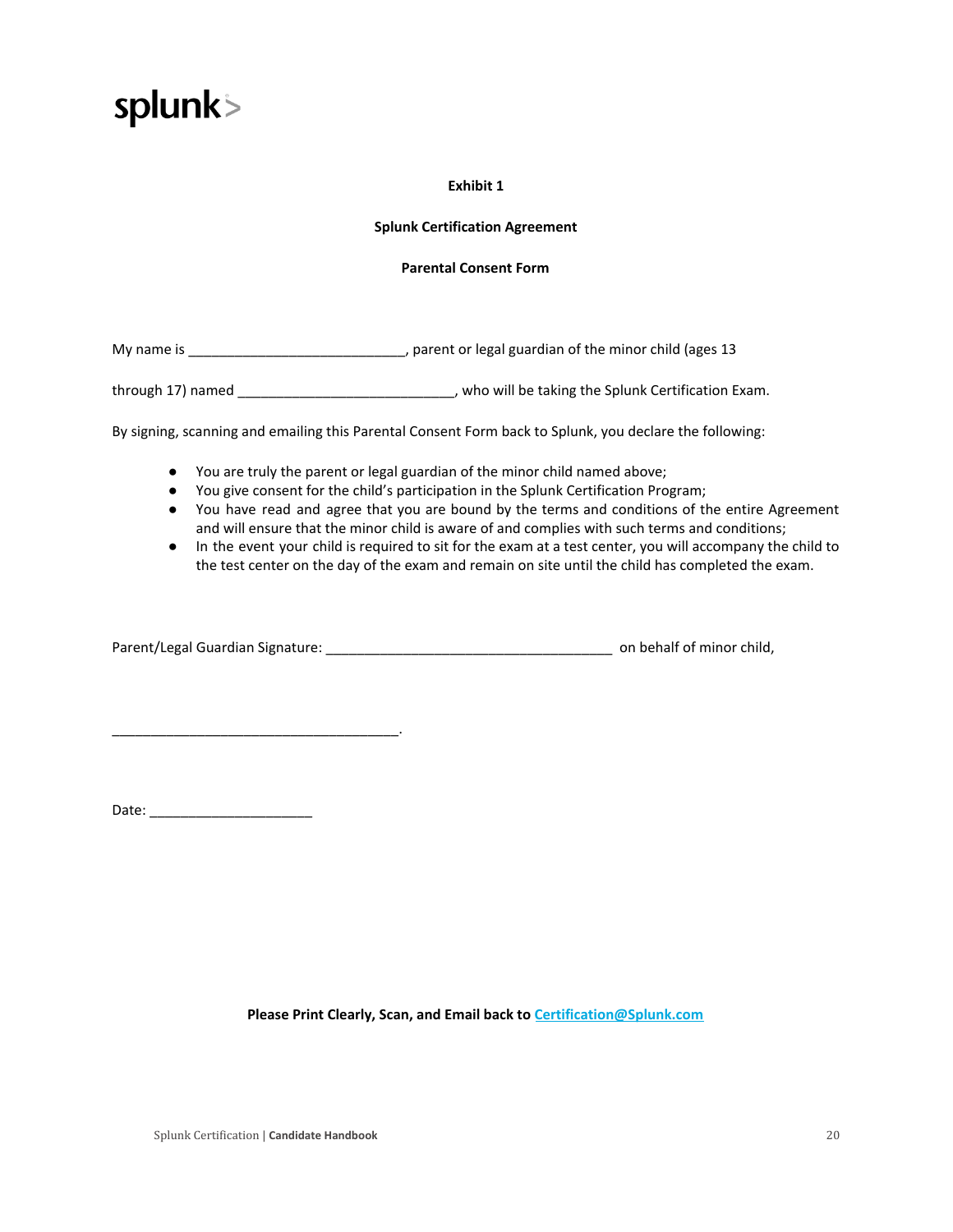splunk>

**Exhibit 1**

**Splunk Certification Agreement**

**Parental Consent Form**

My name is ____________________________, parent or legal guardian of the minor child (ages 13 through 17) named ____________________________, who will be taking the Splunk Certification Exam.

By signing, scanning and emailing this Parental Consent Form back to Splunk, you declare the following:

- You are truly the parent or legal guardian of the minor child named above;
- You give consent for the child's participation in the Splunk Certification Program;
- You have read and agree that you are bound by the terms and conditions of the entire Agreement and will ensure that the minor child is aware of and complies with such terms and conditions;
- In the event your child is required to sit for the exam at a test center, you will accompany the child to the test center on the day of the exam and remain on site until the child has completed the exam.

Parent/Legal Guardian Signature: _____________________________________ on behalf of minor child,

_____________________________________.

Date: _____________________

**Please Print Clearly, Scan, and Email back to [Certification@Splunk.com](mailto:Certification@Splunk.com)**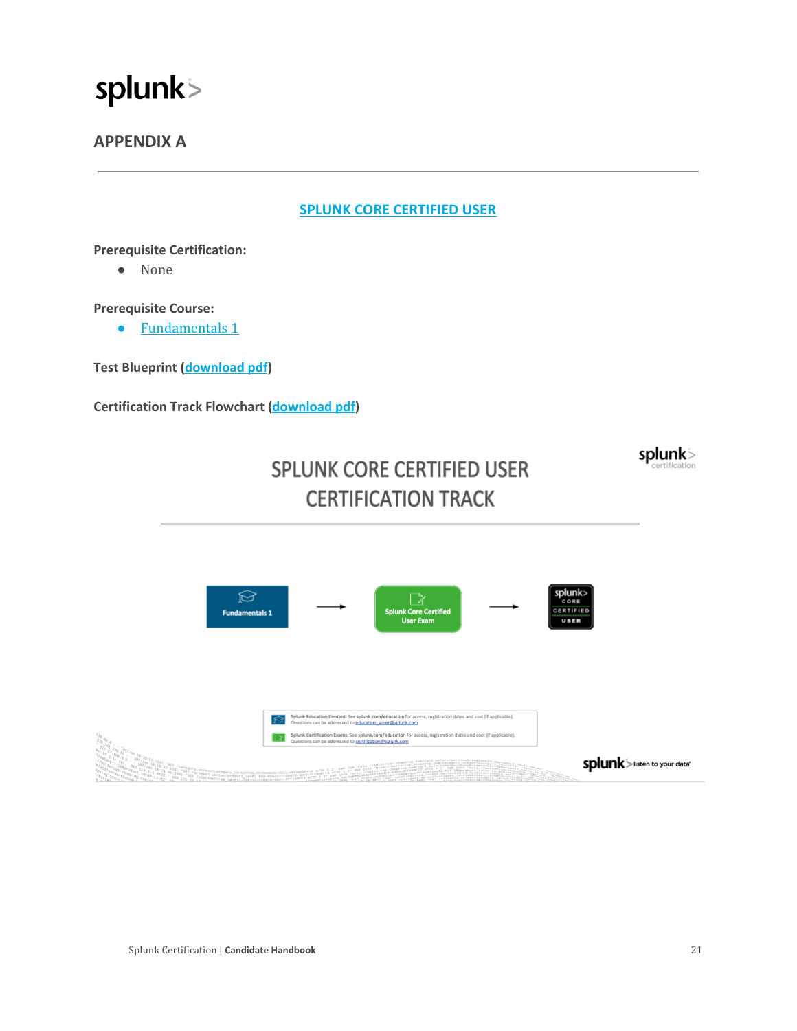# APPENDIX A

---

## SPLUNK CORE CERTIFIED USER

**Prerequisite Certification:**

- None

**Prerequisite Course:**

- Fundamentals 1

**Test Blueprint (download pdf)**

**Certification Track Flowchart (download pdf)**

SPLUNK CORE CERTIFIED USER CERTIFICATION TRACK

Fundamentals 1 → Splunk Core Certified User Exam → splunk> CORE CERTIFIED USER

Splunk Education Content. See splunk.com/education for access, registration dates and cost (if applicable). Questions can be addressed to education_amer@splunk.com

Splunk Certification Exams. See splunk.com/education for access, registration dates and cost (if applicable). Questions can be addressed to certification@splunk.com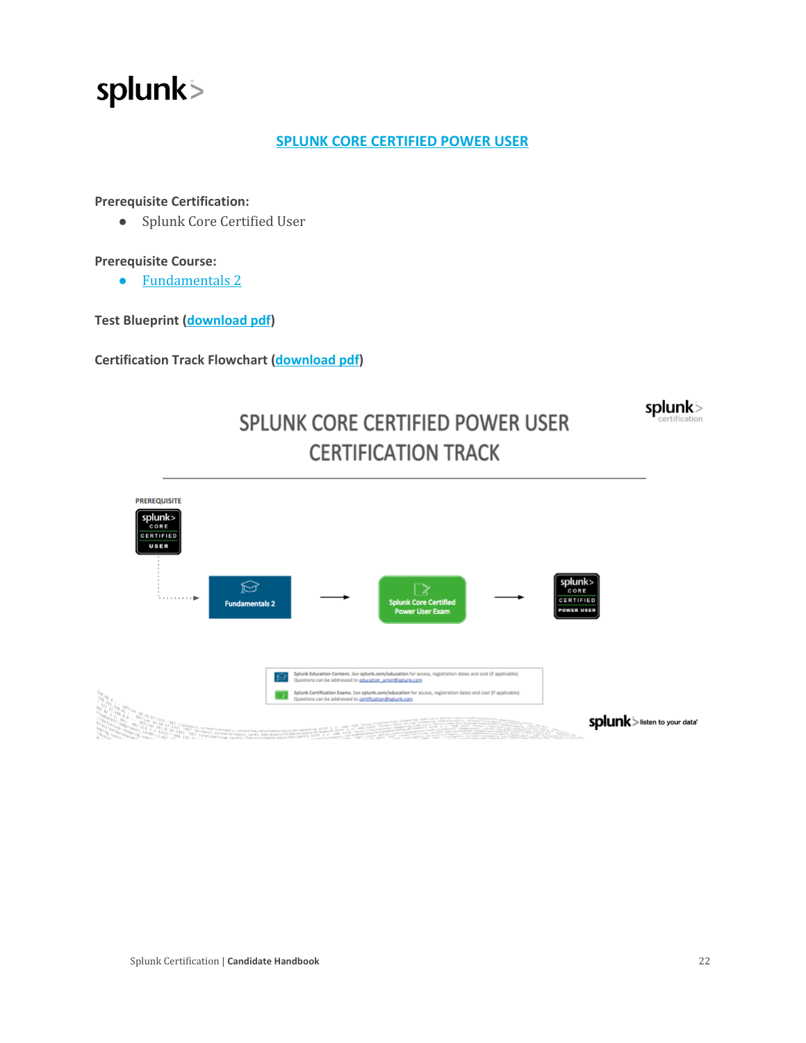## SPLUNK CORE CERTIFIED POWER USER

**Prerequisite Certification:**

- Splunk Core Certified User

**Prerequisite Course:**

- Fundamentals 2

**Test Blueprint (download pdf)**

**Certification Track Flowchart (download pdf)**

# SPLUNK CORE CERTIFIED POWER USER CERTIFICATION TRACK

PREREQUISITE

splunk> CORE CERTIFIED USER

Fundamentals 2 → Splunk Core Certified Power User Exam → splunk> CORE CERTIFIED POWER USER

Splunk Education Content. See splunk.com/education for access, registration dates and cost (if applicable). Questions can be addressed to education_amer@splunk.com

Splunk Certification Exams. See splunk.com/education for access, registration dates and cost (if applicable). Questions can be addressed to certification@splunk.com

splunk> listen to your data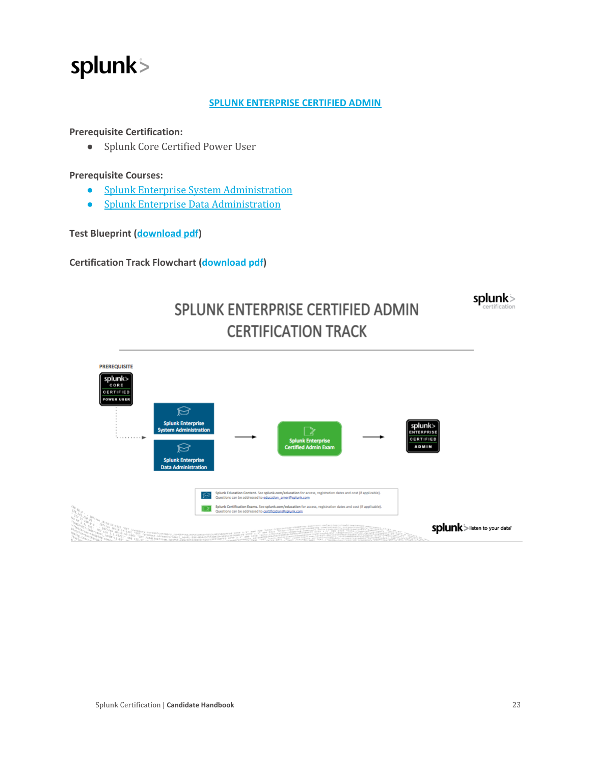## SPLUNK ENTERPRISE CERTIFIED ADMIN

**Prerequisite Certification:**

- Splunk Core Certified Power User

**Prerequisite Courses:**

- Splunk Enterprise System Administration
- Splunk Enterprise Data Administration

**Test Blueprint (download pdf)**

**Certification Track Flowchart (download pdf)**

SPLUNK ENTERPRISE CERTIFIED ADMIN CERTIFICATION TRACK

PREREQUISITE: splunk> CORE CERTIFIED POWER USER

Splunk Enterprise System Administration
Splunk Enterprise Data Administration
→ Splunk Enterprise Certified Admin Exam → splunk> ENTERPRISE CERTIFIED ADMIN

Splunk Education Content. See splunk.com/education for access, registration dates and cost (if applicable). Questions can be addressed to education_amer@splunk.com

Splunk Certification Exams. See splunk.com/education for access, registration dates and cost (if applicable). Questions can be addressed to certification@splunk.com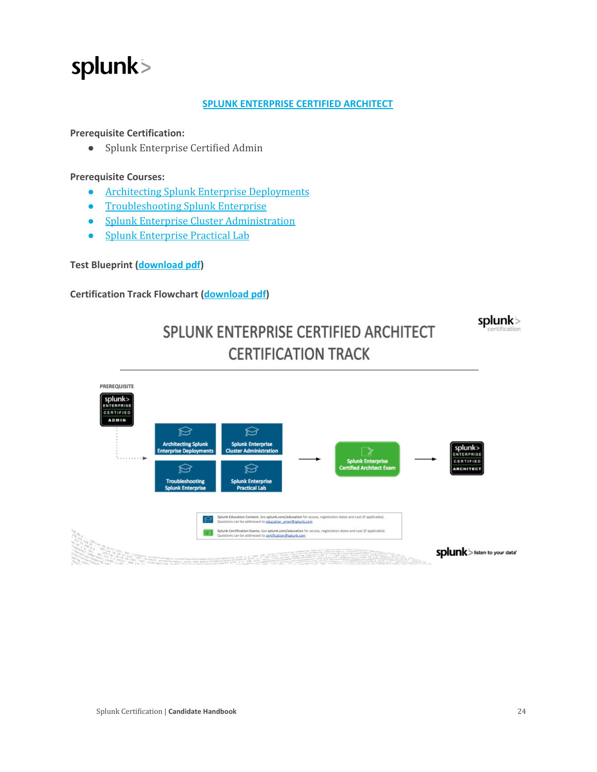## SPLUNK ENTERPRISE CERTIFIED ARCHITECT

**Prerequisite Certification:**

- Splunk Enterprise Certified Admin

**Prerequisite Courses:**

- Architecting Splunk Enterprise Deployments
- Troubleshooting Splunk Enterprise
- Splunk Enterprise Cluster Administration
- Splunk Enterprise Practical Lab

**Test Blueprint (download pdf)**

**Certification Track Flowchart (download pdf)**

SPLUNK ENTERPRISE CERTIFIED ARCHITECT CERTIFICATION TRACK

PREREQUISITE

splunk> ENTERPRISE CERTIFIED ADMIN

Architecting Splunk Enterprise Deployments

Splunk Enterprise Cluster Administration

Troubleshooting Splunk Enterprise

Splunk Enterprise Practical Lab

→ Splunk Enterprise Certified Architect Exam → splunk> ENTERPRISE CERTIFIED ARCHITECT

Splunk Education Content. See splunk.com/education for access, registration dates and cost (if applicable). Questions can be addressed to education_amer@splunk.com

Splunk Certification Exams. See splunk.com/education for access, registration dates and cost (if applicable). Questions can be addressed to certification@splunk.com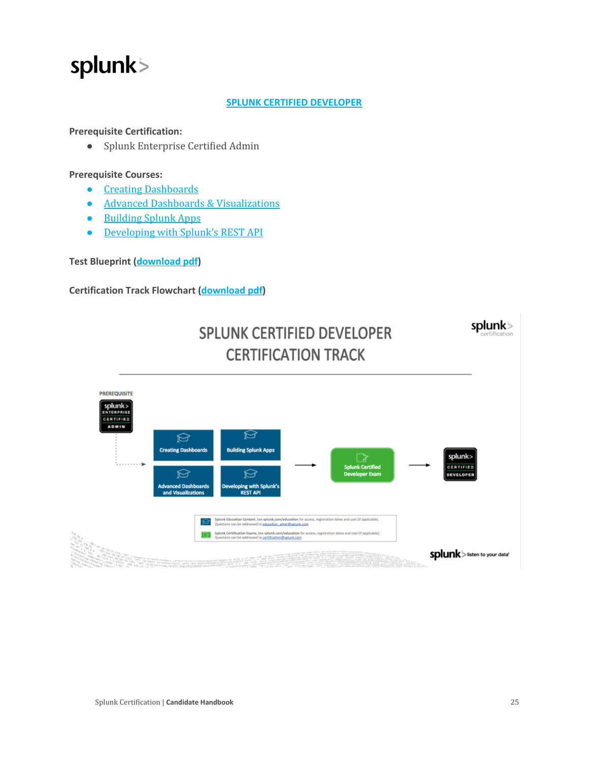## SPLUNK CERTIFIED DEVELOPER

**Prerequisite Certification:**

- Splunk Enterprise Certified Admin

**Prerequisite Courses:**

- Creating Dashboards
- Advanced Dashboards & Visualizations
- Building Splunk Apps
- Developing with Splunk's REST API

**Test Blueprint (download pdf)**

**Certification Track Flowchart (download pdf)**

SPLUNK CERTIFIED DEVELOPER CERTIFICATION TRACK

PREREQUISITE

splunk> ENTERPRISE CERTIFIED ADMIN

Creating Dashboards

Building Splunk Apps

Advanced Dashboards and Visualizations

Developing with Splunk's REST API

Splunk Certified Developer Exam

splunk> CERTIFIED DEVELOPER

Splunk Education Content. See splunk.com/education for access, registration dates and cost (if applicable). Questions can be addressed to education_amer@splunk.com

Splunk Certification Exams. See splunk.com/education for access, registration dates and cost (if applicable). Questions can be addressed to certification@splunk.com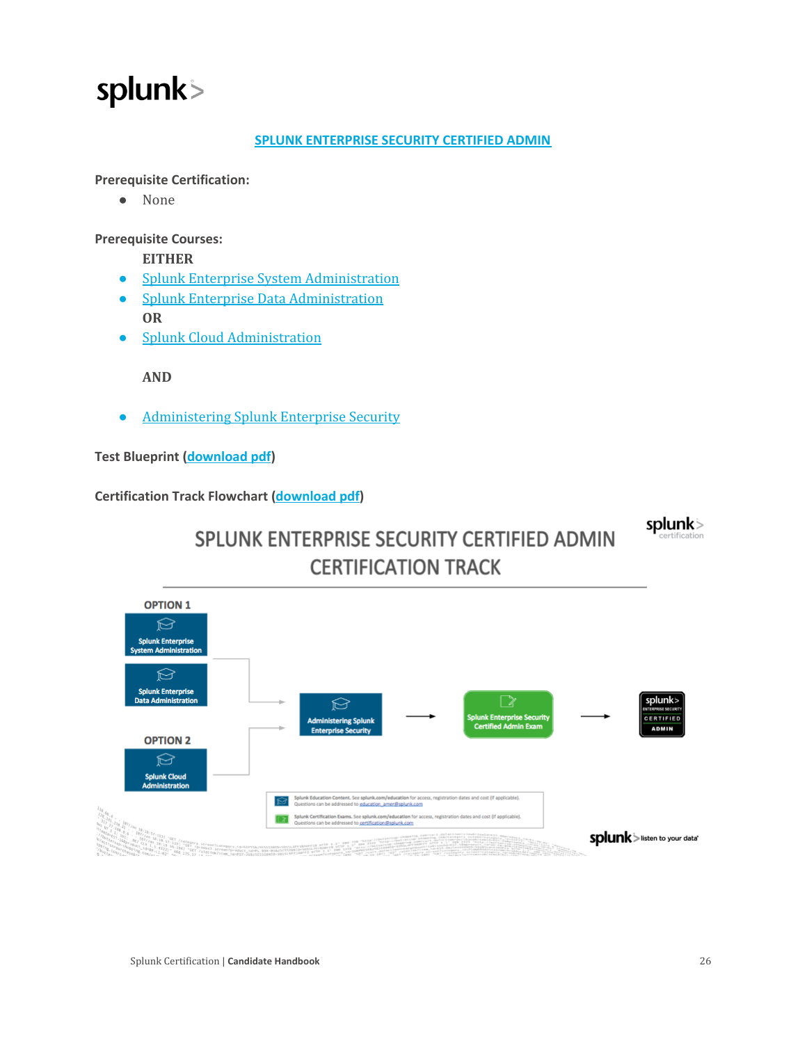## SPLUNK ENTERPRISE SECURITY CERTIFIED ADMIN

**Prerequisite Certification:**

- None

**Prerequisite Courses:**

**EITHER**

- Splunk Enterprise System Administration
- Splunk Enterprise Data Administration

**OR**

- Splunk Cloud Administration

**AND**

- Administering Splunk Enterprise Security

**Test Blueprint (download pdf)**

**Certification Track Flowchart (download pdf)**

SPLUNK ENTERPRISE SECURITY CERTIFIED ADMIN CERTIFICATION TRACK

OPTION 1: Splunk Enterprise System Administration, Splunk Enterprise Data Administration

OPTION 2: Splunk Cloud Administration

→ Administering Splunk Enterprise Security → Splunk Enterprise Security Certified Admin Exam → splunk> Enterprise Security CERTIFIED ADMIN

Splunk Education Content. See splunk.com/education for access, registration dates and cost (if applicable). Questions can be addressed to education_amer@splunk.com

Splunk Certification Exams. See splunk.com/education for access, registration dates and cost (if applicable). Questions can be addressed to certification@splunk.com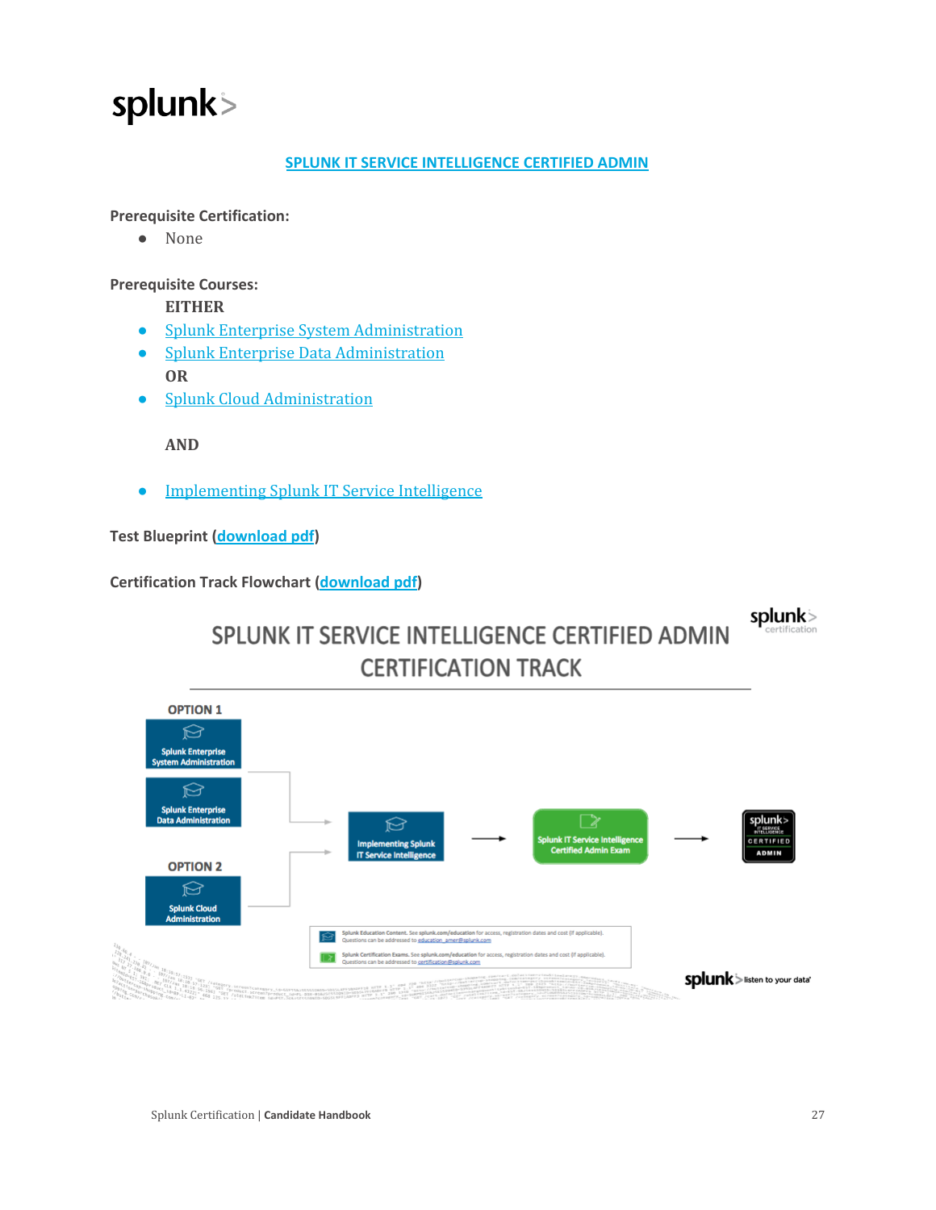# SPLUNK IT SERVICE INTELLIGENCE CERTIFIED ADMIN

**Prerequisite Certification:**

- None

**Prerequisite Courses:**

**EITHER**

- Splunk Enterprise System Administration
- Splunk Enterprise Data Administration

**OR**

- Splunk Cloud Administration

**AND**

- Implementing Splunk IT Service Intelligence

**Test Blueprint (download pdf)**

**Certification Track Flowchart (download pdf)**

## SPLUNK IT SERVICE INTELLIGENCE CERTIFIED ADMIN CERTIFICATION TRACK

**OPTION 1**

- Splunk Enterprise System Administration
- Splunk Enterprise Data Administration

**OPTION 2**

- Splunk Cloud Administration

→ Implementing Splunk IT Service Intelligence → Splunk IT Service Intelligence Certified Admin Exam → splunk> IT Service Intelligence CERTIFIED ADMIN

Splunk Education Content. See splunk.com/education for access, registration dates and cost (if applicable). Questions can be addressed to education_amer@splunk.com

Splunk Certification Exams. See splunk.com/education for access, registration dates and cost (if applicable). Questions can be addressed to certification@splunk.com

splunk> listen to your data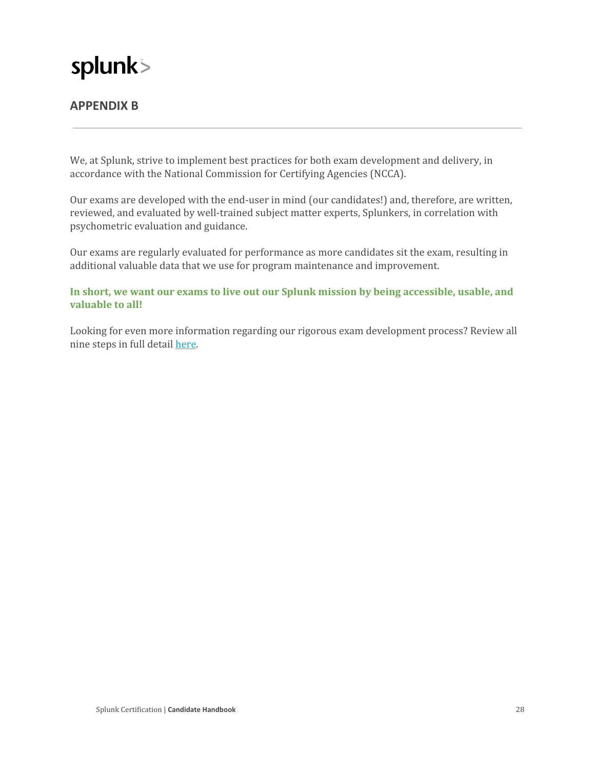## APPENDIX B

---

We, at Splunk, strive to implement best practices for both exam development and delivery, in accordance with the National Commission for Certifying Agencies (NCCA).

Our exams are developed with the end-user in mind (our candidates!) and, therefore, are written, reviewed, and evaluated by well-trained subject matter experts, Splunkers, in correlation with psychometric evaluation and guidance.

Our exams are regularly evaluated for performance as more candidates sit the exam, resulting in additional valuable data that we use for program maintenance and improvement.

**In short, we want our exams to live out our Splunk mission by being accessible, usable, and valuable to all!**

Looking for even more information regarding our rigorous exam development process? Review all nine steps in full detail here.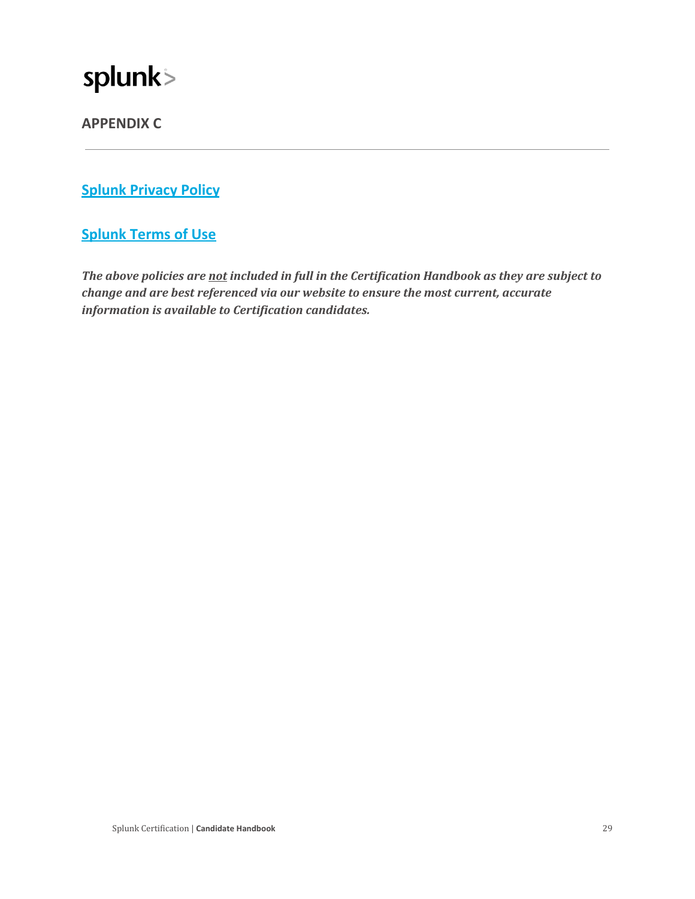## APPENDIX C

**Splunk Privacy Policy**

**Splunk Terms of Use**

***The above policies are not included in full in the Certification Handbook as they are subject to change and are best referenced via our website to ensure the most current, accurate information is available to Certification candidates.***